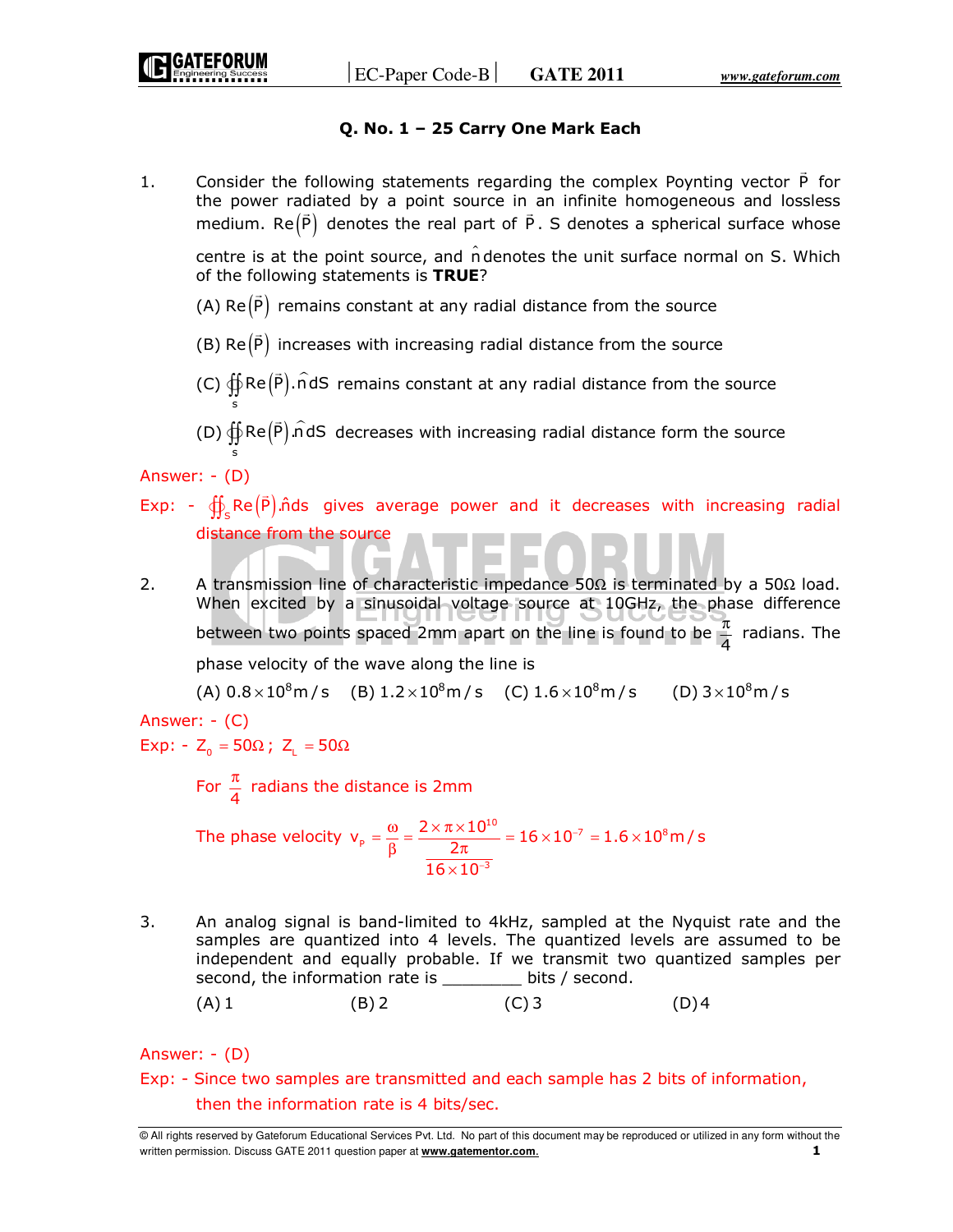## Q. No. 1 – 25 Carry One Mark Each

1. Consider the following statements regarding the complex Poynting vector $\vec{P}$ for the power radiated by a point source in an infinite homogeneous and lossless medium. $\text{Re}(\vec{P})$ denotes the real part of $\vec{P}$. S denotes a spherical surface whose centre is at the point source, and $\hat{n}$ denotes the unit surface normal on S. Which of the following statements is **TRUE**?

   (A) $\text{Re}(\vec{P})$ remains constant at any radial distance from the source

   (B) $\text{Re}(\vec{P})$ increases with increasing radial distance from the source

   (C) $\oiint_s \text{Re}(\vec{P}).\hat{n}dS$ remains constant at any radial distance from the source

   (D) $\oiint_s \text{Re}(\vec{P}).\hat{n}dS$ decreases with increasing radial distance form the source

Answer: - (D)

Exp: - $\oiint_S \text{Re}(\vec{P}).\hat{n}ds$ gives average power and it decreases with increasing radial distance from the source

2. A transmission line of characteristic impedance 50Ω is terminated by a 50Ω load. When excited by a sinusoidal voltage source at 10GHz, the phase difference between two points spaced 2mm apart on the line is found to be $\frac{\pi}{4}$ radians. The phase velocity of the wave along the line is

   (A) $0.8\times10^{8}\text{m/s}$ (B) $1.2\times10^{8}\text{m/s}$ (C) $1.6\times10^{8}\text{m/s}$ (D) $3\times10^{8}\text{m/s}$

Answer: - (C)

Exp: - $Z_0 = 50\Omega$ ; $Z_L = 50\Omega$

For $\frac{\pi}{4}$ radians the distance is 2mm

The phase velocity $v_p = \frac{\omega}{\beta} = \dfrac{2\times\pi\times10^{10}}{\dfrac{2\pi}{16\times10^{-3}}} = 16\times10^{-7} = 1.6\times10^{8}\text{m/s}$

3. An analog signal is band-limited to 4kHz, sampled at the Nyquist rate and the samples are quantized into 4 levels. The quantized levels are assumed to be independent and equally probable. If we transmit two quantized samples per second, the information rate is ________ bits / second.

   (A) 1 (B) 2 (C) 3 (D) 4

Answer: - (D)

Exp: - Since two samples are transmitted and each sample has 2 bits of information, then the information rate is 4 bits/sec.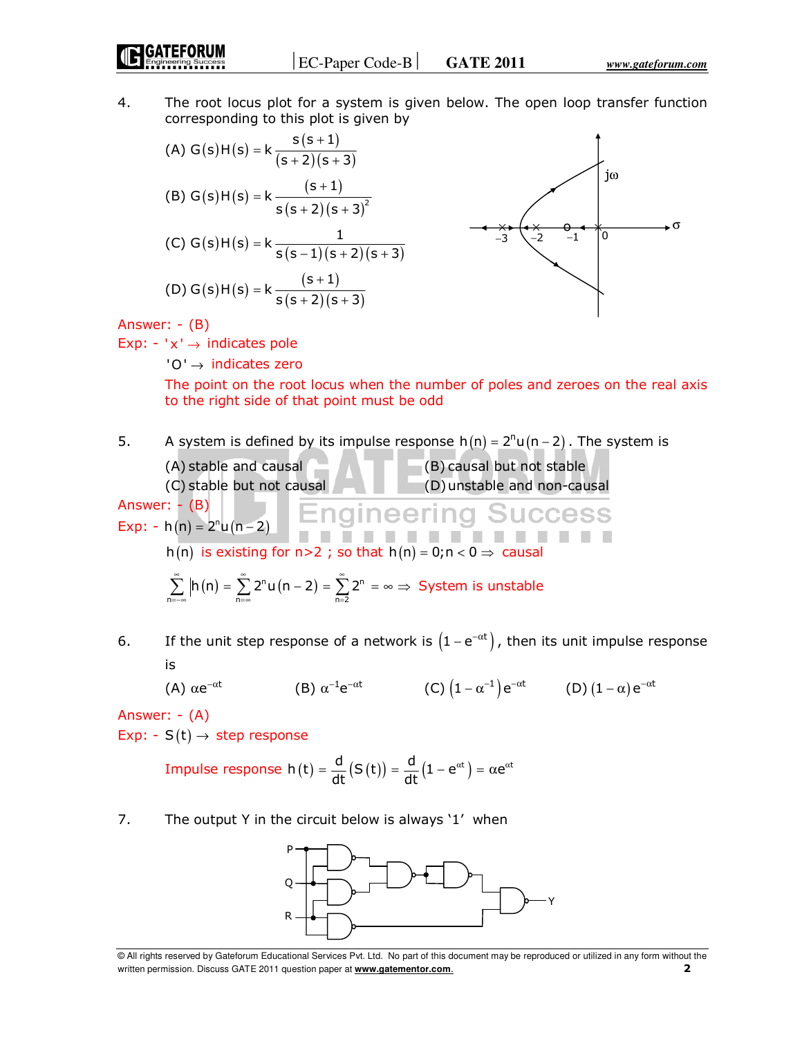4. The root locus plot for a system is given below. The open loop transfer function corresponding to this plot is given by

(A) $G(s)H(s) = k\dfrac{s(s+1)}{(s+2)(s+3)}$

(B) $G(s)H(s) = k\dfrac{(s+1)}{s(s+2)(s+3)^2}$

(C) $G(s)H(s) = k\dfrac{1}{s(s-1)(s+2)(s+3)}$

(D) $G(s)H(s) = k\dfrac{(s+1)}{s(s+2)(s+3)}$

Answer: - (B)

Exp: - 'x' $\rightarrow$ indicates pole

'O' $\rightarrow$ indicates zero

The point on the root locus when the number of poles and zeroes on the real axis to the right side of that point must be odd

5. A system is defined by its impulse response $h(n) = 2^n u(n-2)$. The system is

(A) stable and causal (B) causal but not stable

(C) stable but not causal (D) unstable and non-causal

Answer: - (B)

Exp: - $h(n) = 2^n u(n-2)$

$h(n)$ is existing for n>2 ; so that $h(n) = 0; n < 0 \Rightarrow$ causal

$$\sum_{n=-\infty}^{\infty} |h(n)| = \sum_{n=\infty}^{\infty} 2^n u(n-2) = \sum_{n=2}^{\infty} 2^n = \infty \Rightarrow \text{ System is unstable}$$

6. If the unit step response of a network is $\left(1 - e^{-\alpha t}\right)$, then its unit impulse response is

(A) $\alpha e^{-\alpha t}$ (B) $\alpha^{-1} e^{-\alpha t}$ (C) $\left(1 - \alpha^{-1}\right) e^{-\alpha t}$ (D) $(1-\alpha) e^{-\alpha t}$

Answer: - (A)

Exp: - $S(t) \rightarrow$ step response

Impulse response $h(t) = \dfrac{d}{dt}(S(t)) = \dfrac{d}{dt}\left(1 - e^{\alpha t}\right) = \alpha e^{\alpha t}$

7. The output Y in the circuit below is always '1' when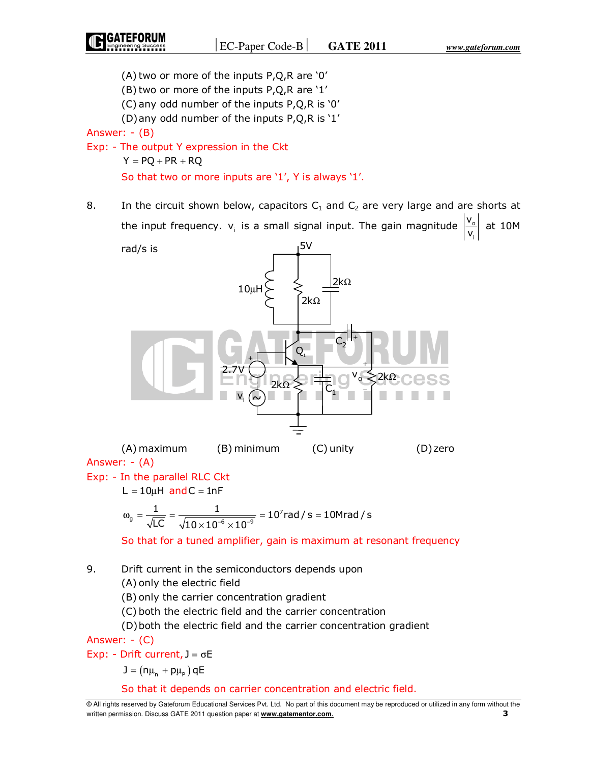(A) two or more of the inputs P,Q,R are '0'
(B) two or more of the inputs P,Q,R are '1'
(C) any odd number of the inputs P,Q,R is '0'
(D) any odd number of the inputs P,Q,R is '1'

Answer: - (B)

Exp: - The output Y expression in the Ckt

$$Y = PQ + PR + RQ$$

So that two or more inputs are '1', Y is always '1'.

8. In the circuit shown below, capacitors $C_1$ and $C_2$ are very large and are shorts at the input frequency. $v_i$ is a small signal input. The gain magnitude $\left|\frac{v_o}{v_i}\right|$ at 10M rad/s is

(A) maximum (B) minimum (C) unity (D) zero

Answer: - (A)

Exp: - In the parallel RLC Ckt

$L = 10\mu H$ and $C = 1nF$

$$\omega_g = \frac{1}{\sqrt{LC}} = \frac{1}{\sqrt{10 \times 10^{-6} \times 10^{-9}}} = 10^7 rad/s = 10Mrad/s$$

So that for a tuned amplifier, gain is maximum at resonant frequency

9. Drift current in the semiconductors depends upon
(A) only the electric field
(B) only the carrier concentration gradient
(C) both the electric field and the carrier concentration
(D) both the electric field and the carrier concentration gradient

Answer: - (C)

Exp: - Drift current, $J = \sigma E$

$$J = (n\mu_n + p\mu_p)qE$$

So that it depends on carrier concentration and electric field.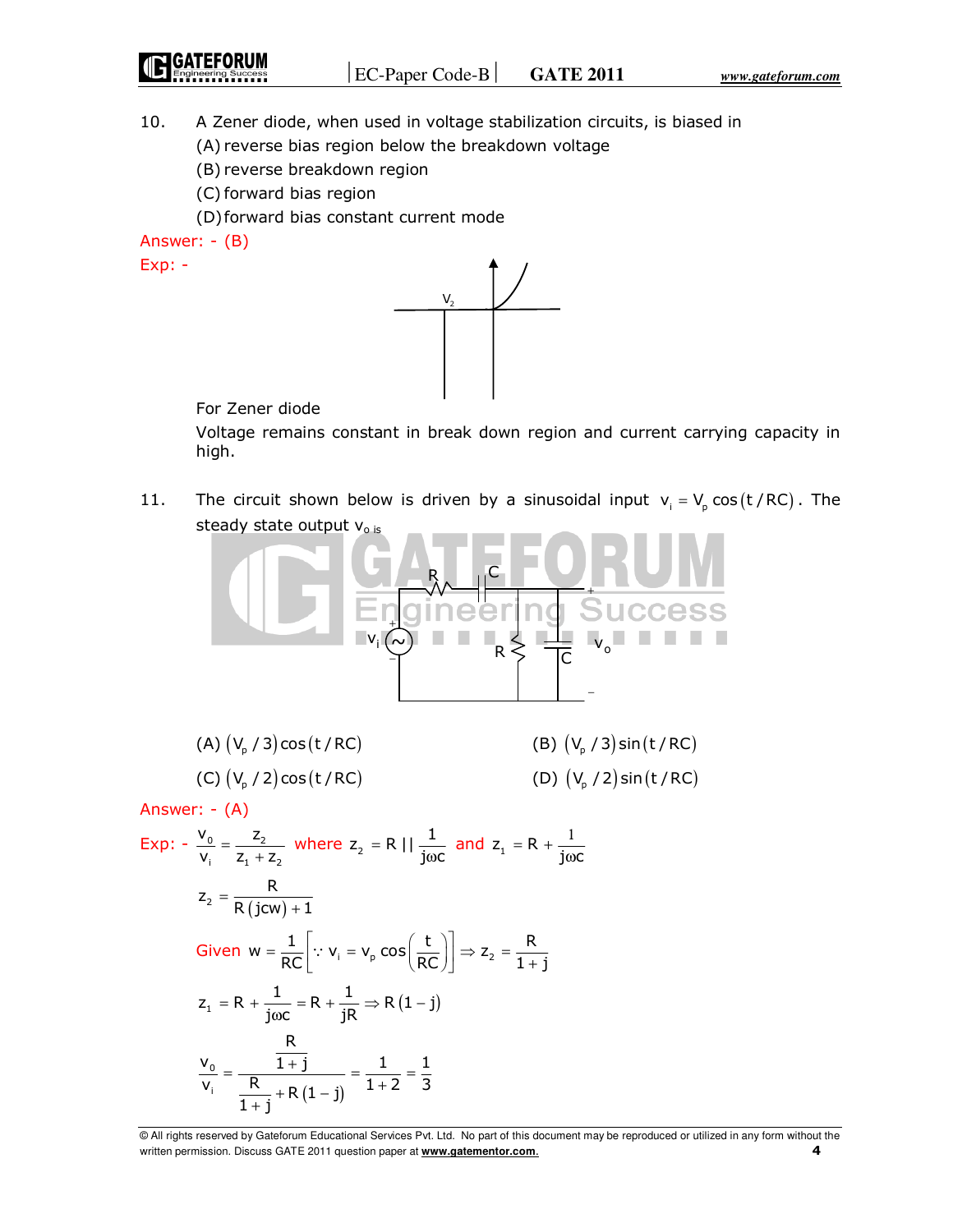10. A Zener diode, when used in voltage stabilization circuits, is biased in

(A) reverse bias region below the breakdown voltage
(B) reverse breakdown region
(C) forward bias region
(D) forward bias constant current mode

**Answer: - (B)**

**Exp: -**

For Zener diode

Voltage remains constant in break down region and current carrying capacity in high.

11. The circuit shown below is driven by a sinusoidal input $v_i = V_p \cos(t/RC)$. The steady state output $v_o$ is

(A) $(V_p/3)\cos(t/RC)$ (B) $(V_p/3)\sin(t/RC)$

(C) $(V_p/2)\cos(t/RC)$ (D) $(V_p/2)\sin(t/RC)$

**Answer: - (A)**

**Exp: -** $\dfrac{v_0}{v_i} = \dfrac{z_2}{z_1 + z_2}$ where $z_2 = R \,||\, \dfrac{1}{j\omega c}$ and $z_1 = R + \dfrac{1}{j\omega c}$

$$z_2 = \frac{R}{R(jcw) + 1}$$

Given $w = \dfrac{1}{RC}\left[\because v_i = v_p \cos\left(\dfrac{t}{RC}\right)\right] \Rightarrow z_2 = \dfrac{R}{1+j}$

$$z_1 = R + \frac{1}{j\omega c} = R + \frac{1}{jR} \Rightarrow R(1-j)$$

$$\frac{v_0}{v_i} = \frac{\dfrac{R}{1+j}}{\dfrac{R}{1+j} + R(1-j)} = \frac{1}{1+2} = \frac{1}{3}$$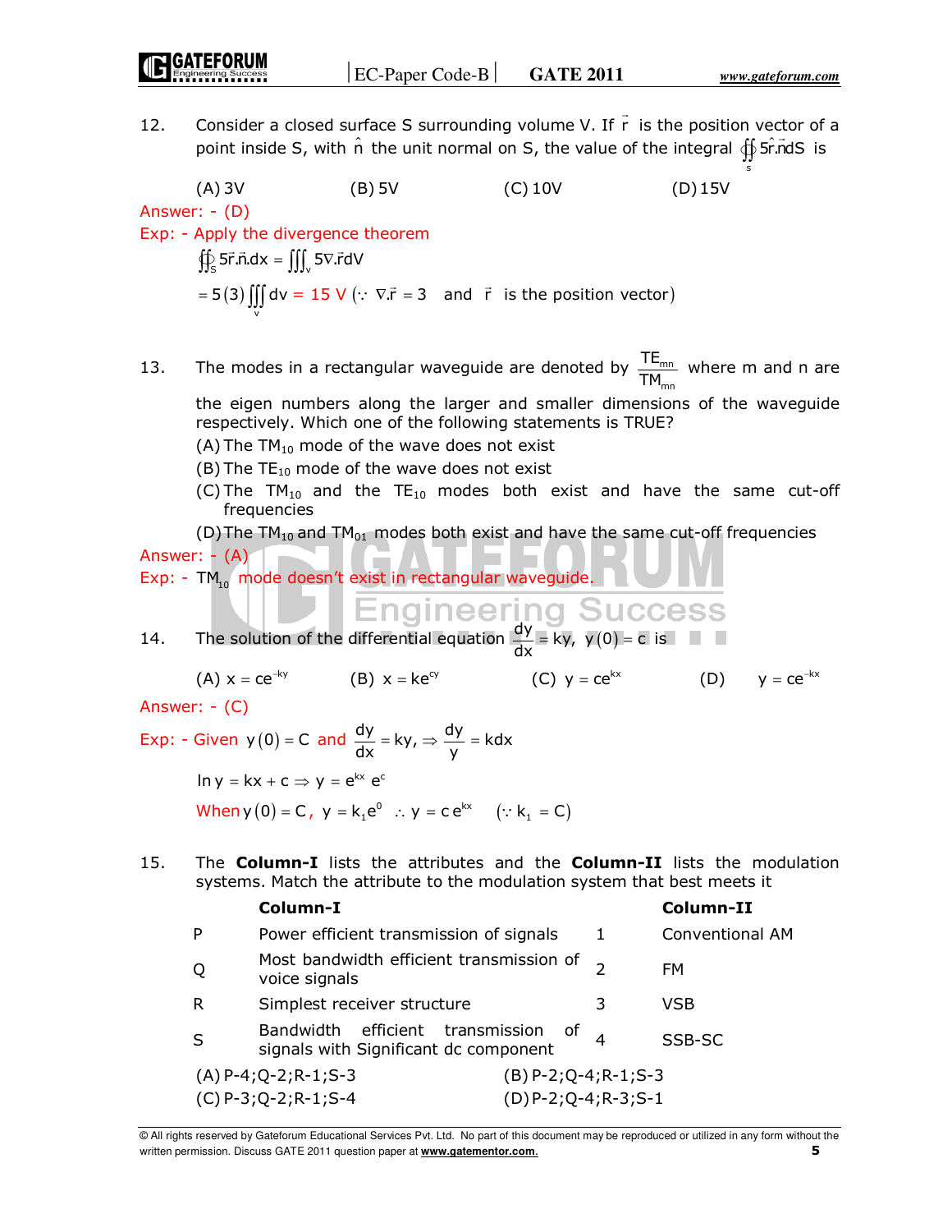12. Consider a closed surface S surrounding volume V. If $\vec{r}$ is the position vector of a point inside S, with $\hat{n}$ the unit normal on S, the value of the integral $\oint\!\!\oint_S 5\vec{r}.\hat{n}dS$ is

(A) 3V (B) 5V (C) 10V (D) 15V

Answer: - (D)

Exp: - Apply the divergence theorem

$$\oint\!\!\oint_S 5\vec{r}.\vec{n}.dx = \iiint_V 5\nabla.\vec{r}dV$$

$$= 5(3)\iiint_V dv = 15\text{ V } (\because \nabla.\vec{r} = 3 \text{ and } \vec{r} \text{ is the position vector})$$

13. The modes in a rectangular waveguide are denoted by $\frac{TE_{mn}}{TM_{mn}}$ where m and n are the eigen numbers along the larger and smaller dimensions of the waveguide respectively. Which one of the following statements is TRUE?

(A) The $TM_{10}$ mode of the wave does not exist

(B) The $TE_{10}$ mode of the wave does not exist

(C) The $TM_{10}$ and the $TE_{10}$ modes both exist and have the same cut-off frequencies

(D) The $TM_{10}$ and $TM_{01}$ modes both exist and have the same cut-off frequencies

Answer: - (A)

Exp: - $TM_{10}$ mode doesn't exist in rectangular waveguide.

14. The solution of the differential equation $\frac{dy}{dx} = ky,\ y(0) = c$ is

(A) $x = ce^{-ky}$ (B) $x = ke^{cy}$ (C) $y = ce^{kx}$ (D) $y = ce^{-kx}$

Answer: - (C)

Exp: - Given $y(0) = C$ and $\frac{dy}{dx} = ky, \Rightarrow \frac{dy}{y} = kdx$

$$\ln y = kx + c \Rightarrow y = e^{kx}\, e^{c}$$

When $y(0) = C,\ y = k_1 e^0 \ \therefore y = c\,e^{kx} \quad (\because k_1 = C)$

15. The **Column-I** lists the attributes and the **Column-II** lists the modulation systems. Match the attribute to the modulation system that best meets it

| | **Column-I** | | **Column-II** |
|---|---|---|---|
| P | Power efficient transmission of signals | 1 | Conventional AM |
| Q | Most bandwidth efficient transmission of voice signals | 2 | FM |
| R | Simplest receiver structure | 3 | VSB |
| S | Bandwidth efficient transmission of signals with Significant dc component | 4 | SSB-SC |

(A) P-4;Q-2;R-1;S-3 (B) P-2;Q-4;R-1;S-3

(C) P-3;Q-2;R-1;S-4 (D) P-2;Q-4;R-3;S-1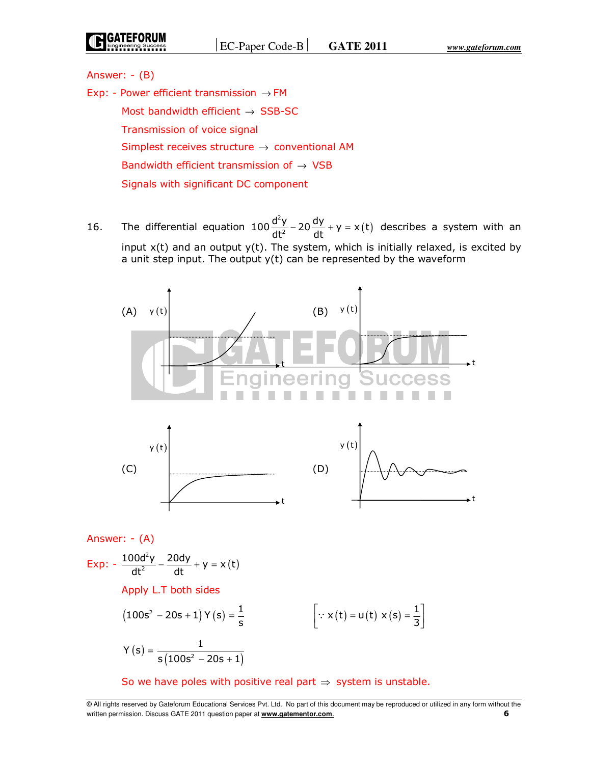Answer: - (B)

Exp: - Power efficient transmission $\rightarrow$ FM

Most bandwidth efficient $\rightarrow$ SSB-SC

Transmission of voice signal

Simplest receives structure $\rightarrow$ conventional AM

Bandwidth efficient transmission of $\rightarrow$ VSB

Signals with significant DC component

16. The differential equation $100\dfrac{d^2y}{dt^2} - 20\dfrac{dy}{dt} + y = x(t)$ describes a system with an input x(t) and an output y(t). The system, which is initially relaxed, is excited by a unit step input. The output y(t) can be represented by the waveform

(A) y(t)

(B) y(t)

(C) y(t)

(D) y(t)

Answer: - (A)

Exp: - $\dfrac{100d^2y}{dt^2} - \dfrac{20dy}{dt} + y = x(t)$

Apply L.T both sides

$$\left(100s^2 - 20s + 1\right)Y(s) = \frac{1}{s} \qquad \left[\because x(t) = u(t)\ x(s) = \frac{1}{3}\right]$$

$$Y(s) = \frac{1}{s\left(100s^2 - 20s + 1\right)}$$

So we have poles with positive real part $\Rightarrow$ system is unstable.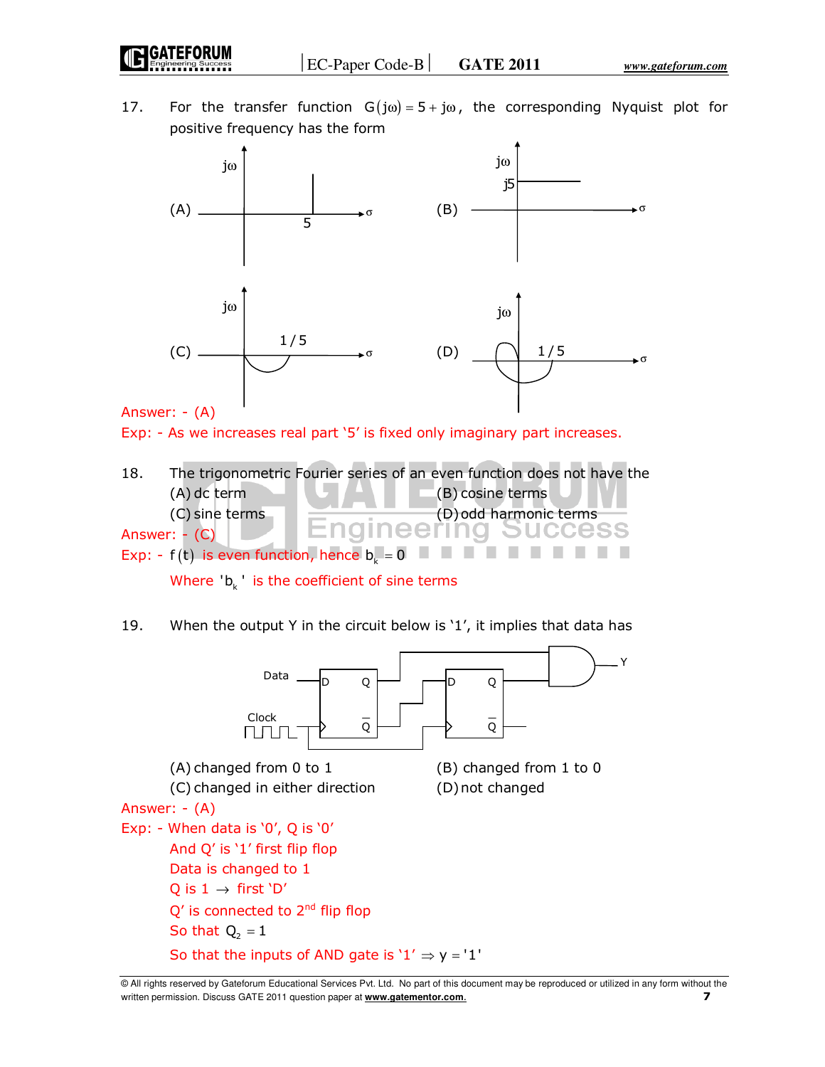17. For the transfer function $G(j\omega) = 5 + j\omega$, the corresponding Nyquist plot for positive frequency has the form

(A) (B) (C) (D)

Answer: - (A)

Exp: - As we increases real part '5' is fixed only imaginary part increases.

18. The trigonometric Fourier series of an even function does not have the

(A) dc term (B) cosine terms
(C) sine terms (D) odd harmonic terms

Answer: - (C)

Exp: - $f(t)$ is even function, hence $b_k = 0$

Where '$b_k$' is the coefficient of sine terms

19. When the output Y in the circuit below is '1', it implies that data has

(A) changed from 0 to 1 (B) changed from 1 to 0
(C) changed in either direction (D) not changed

Answer: - (A)

Exp: - When data is '0', Q is '0'

And Q' is '1' first flip flop

Data is changed to 1

Q is 1 $\rightarrow$ first 'D'

Q' is connected to 2nd flip flop

So that $Q_2 = 1$

So that the inputs of AND gate is '1' $\Rightarrow y = '1'$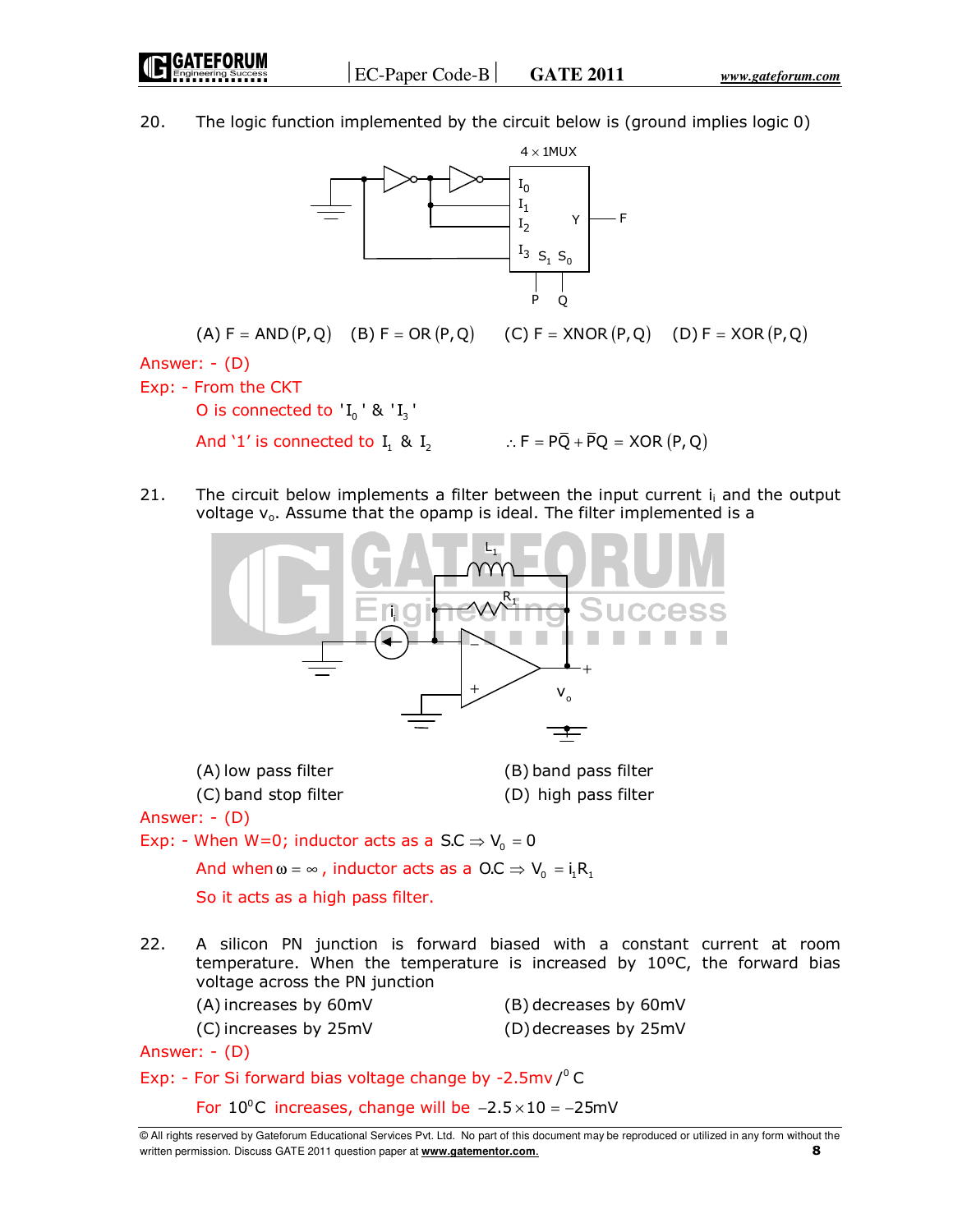20. The logic function implemented by the circuit below is (ground implies logic 0)

(A) F = AND(P, Q) (B) F = OR(P, Q) (C) F = XNOR(P, Q) (D) F = XOR(P, Q)

Answer: - (D)

Exp: - From the CKT

O is connected to '$I_0$' & '$I_3$'

And '1' is connected to $I_1$ & $I_2$ $\therefore F = P\overline{Q} + \overline{P}Q = \text{XOR}(P, Q)$

21. The circuit below implements a filter between the input current $i_i$ and the output voltage $v_o$. Assume that the opamp is ideal. The filter implemented is a

(A) low pass filter (B) band pass filter

(C) band stop filter (D) high pass filter

Answer: - (D)

Exp: - When W=0; inductor acts as a S.C $\Rightarrow V_0 = 0$

And when $\omega = \infty$, inductor acts as a O.C $\Rightarrow V_0 = i_1 R_1$

So it acts as a high pass filter.

22. A silicon PN junction is forward biased with a constant current at room temperature. When the temperature is increased by 10ºC, the forward bias voltage across the PN junction

(A) increases by 60mV (B) decreases by 60mV

(C) increases by 25mV (D) decreases by 25mV

Answer: - (D)

Exp: - For Si forward bias voltage change by -2.5mv $/^0$C

For $10^0$C increases, change will be $-2.5 \times 10 = -25\text{mV}$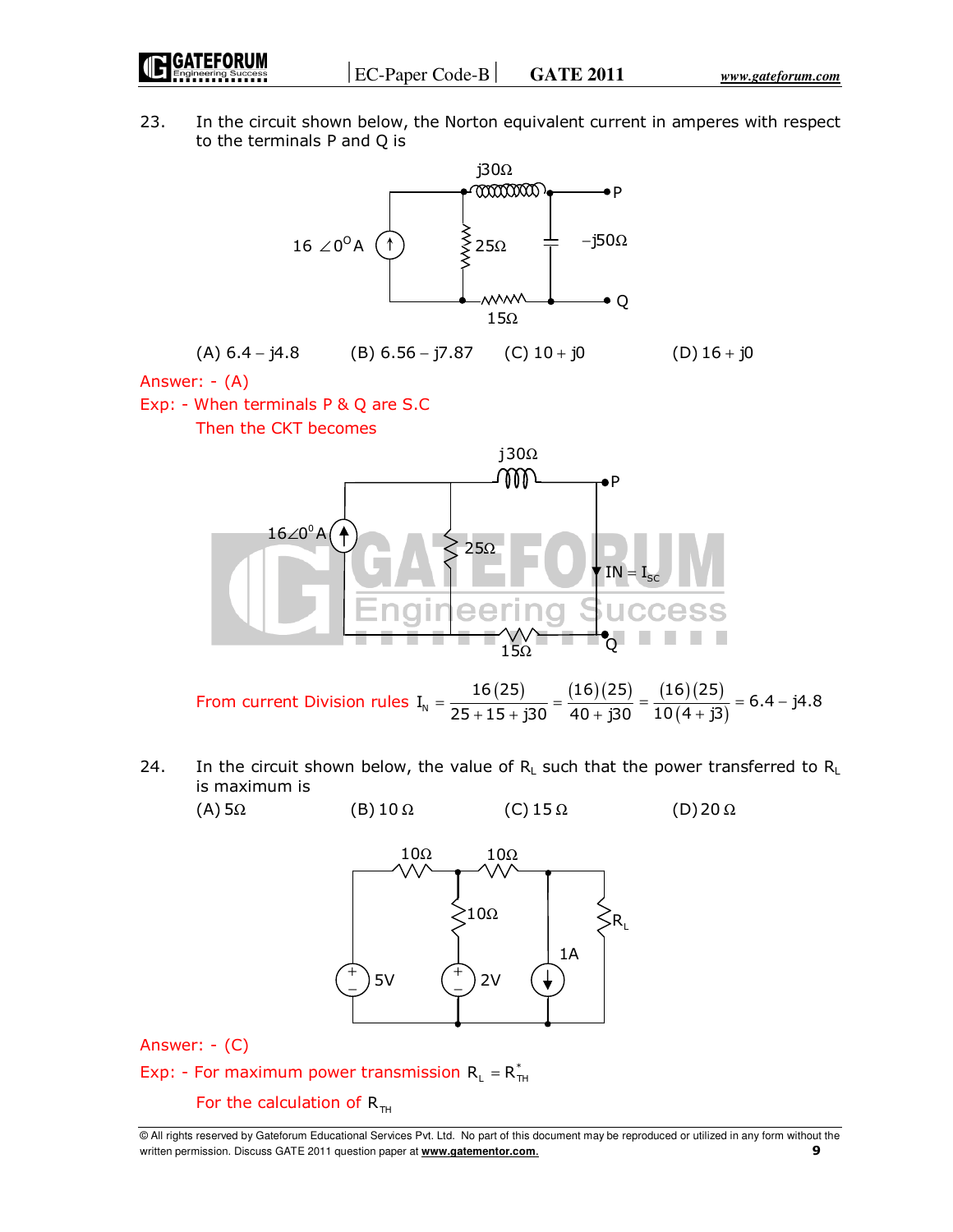23. In the circuit shown below, the Norton equivalent current in amperes with respect to the terminals P and Q is

(A) $6.4 - j4.8$ (B) $6.56 - j7.87$ (C) $10 + j0$ (D) $16 + j0$

Answer: - (A)

Exp: - When terminals P & Q are S.C

Then the CKT becomes

From current Division rules $I_N = \dfrac{16(25)}{25+15+j30} = \dfrac{(16)(25)}{40+j30} = \dfrac{(16)(25)}{10(4+j3)} = 6.4 - j4.8$

24. In the circuit shown below, the value of $R_L$ such that the power transferred to $R_L$ is maximum is

(A) $5\Omega$ (B) $10\,\Omega$ (C) $15\,\Omega$ (D) $20\,\Omega$

Answer: - (C)

Exp: - For maximum power transmission $R_L = R_{TH}^*$

For the calculation of $R_{TH}$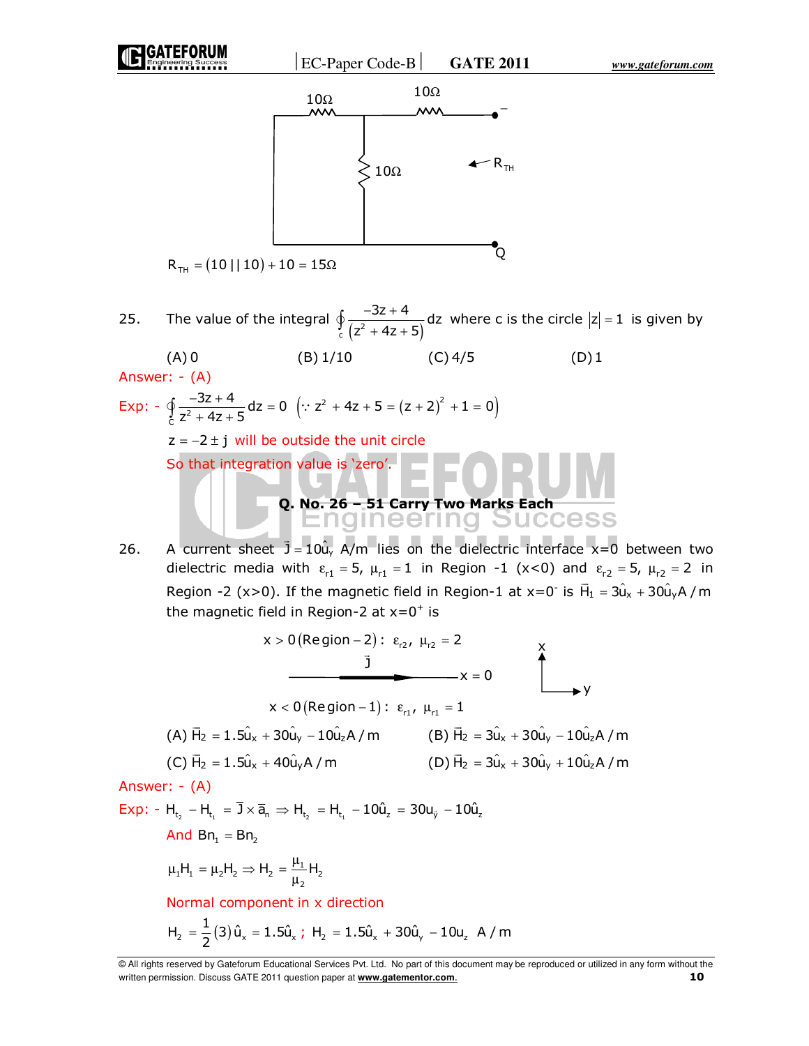$$R_{TH} = (10\,||\,10) + 10 = 15\Omega$$

25. The value of the integral $\oint_c \frac{-3z+4}{(z^2+4z+5)} dz$ where c is the circle $|z| = 1$ is given by

(A) 0 (B) 1/10 (C) 4/5 (D) 1

Answer: - (A)

Exp: - $\oint_c \frac{-3z+4}{z^2+4z+5} dz = 0 \quad \left(\because z^2 + 4z + 5 = (z+2)^2 + 1 = 0\right)$

$z = -2 \pm j$ will be outside the unit circle

So that integration value is 'zero'.

**Q. No. 26 – 51 Carry Two Marks Each**

26. A current sheet $\vec{J} = 10\hat{u}_y$ A/m lies on the dielectric interface x=0 between two dielectric media with $\varepsilon_{r1} = 5,\ \mu_{r1} = 1$ in Region -1 (x<0) and $\varepsilon_{r2} = 5,\ \mu_{r2} = 2$ in Region -2 (x>0). If the magnetic field in Region-1 at $x=0^-$ is $\vec{H}_1 = 3\hat{u}_x + 30\hat{u}_y$ A/m the magnetic field in Region-2 at $x=0^+$ is

x > 0 (Region – 2) : $\varepsilon_{r2},\ \mu_{r2} = 2$

x < 0 (Region – 1) : $\varepsilon_{r1},\ \mu_{r1} = 1$

(A) $\vec{H}_2 = 1.5\hat{u}_x + 30\hat{u}_y - 10\hat{u}_z$ A/m (B) $\vec{H}_2 = 3\hat{u}_x + 30\hat{u}_y - 10\hat{u}_z$ A/m

(C) $\vec{H}_2 = 1.5\hat{u}_x + 40\hat{u}_y$ A/m (D) $\vec{H}_2 = 3\hat{u}_x + 30\hat{u}_y + 10\hat{u}_z$ A/m

Answer: - (A)

Exp: - $H_{t_2} - H_{t_1} = \vec{J} \times \vec{a}_n \Rightarrow H_{t_2} = H_{t_1} - 10\hat{u}_z = 30u_{\hat{y}} - 10\hat{u}_z$

And $Bn_1 = Bn_2$

$$\mu_1 H_1 = \mu_2 H_2 \Rightarrow H_2 = \frac{\mu_1}{\mu_2} H_2$$

Normal component in x direction

$$H_2 = \frac{1}{2}(3)\hat{u}_x = 1.5\hat{u}_x;\ H_2 = 1.5\hat{u}_x + 30\hat{u}_y - 10u_z \ \text{ A/m}$$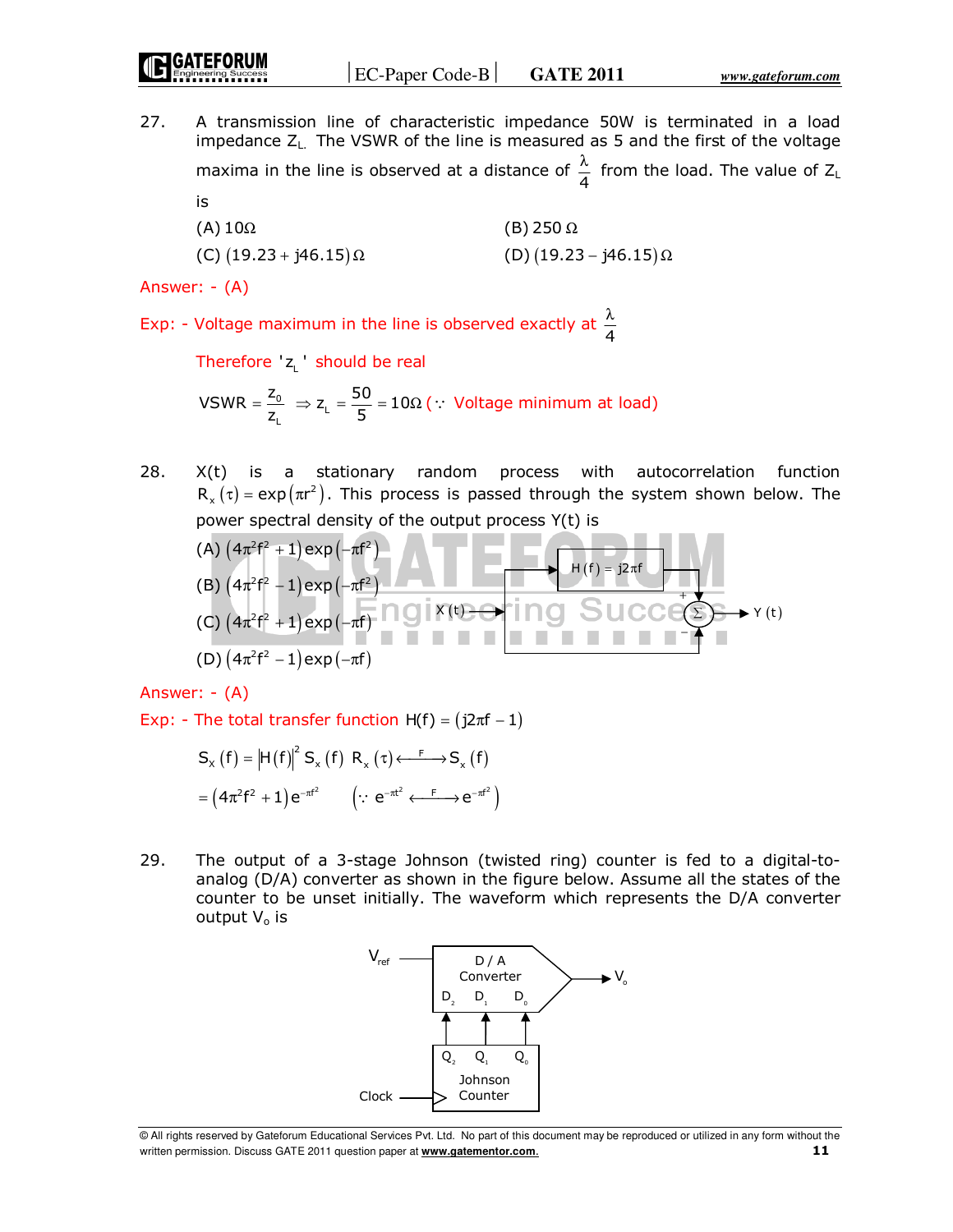27. A transmission line of characteristic impedance 50W is terminated in a load impedance $Z_L$. The VSWR of the line is measured as 5 and the first of the voltage maxima in the line is observed at a distance of $\frac{\lambda}{4}$ from the load. The value of $Z_L$ is

(A) $10\Omega$  
(B) $250\ \Omega$  
(C) $(19.23 + j46.15)\,\Omega$  
(D) $(19.23 - j46.15)\,\Omega$

Answer: - (A)

Exp: - Voltage maximum in the line is observed exactly at $\frac{\lambda}{4}$

Therefore '$z_L$' should be real

$$VSWR = \frac{z_0}{z_L} \Rightarrow z_L = \frac{50}{5} = 10\Omega \; (\because \text{ Voltage minimum at load})$$

28. X(t) is a stationary random process with autocorrelation function $R_x(\tau) = \exp(\pi r^2)$. This process is passed through the system shown below. The power spectral density of the output process Y(t) is

(A) $(4\pi^2 f^2 + 1)\exp(-\pi f^2)$  
(B) $(4\pi^2 f^2 - 1)\exp(-\pi f^2)$  
(C) $(4\pi^2 f^2 + 1)\exp(-\pi f)$  
(D) $(4\pi^2 f^2 - 1)\exp(-\pi f)$

Answer: - (A)

Exp: - The total transfer function $H(f) = (j2\pi f - 1)$

$$S_x(f) = |H(f)|^2 S_x(f) \quad R_x(\tau) \xleftrightarrow{F} S_x(f)$$

$$= (4\pi^2 f^2 + 1)e^{-\pi f^2} \qquad \left(\because e^{-\pi t^2} \xleftrightarrow{F} e^{-\pi f^2}\right)$$

29. The output of a 3-stage Johnson (twisted ring) counter is fed to a digital-to-analog (D/A) converter as shown in the figure below. Assume all the states of the counter to be unset initially. The waveform which represents the D/A converter output $V_o$ is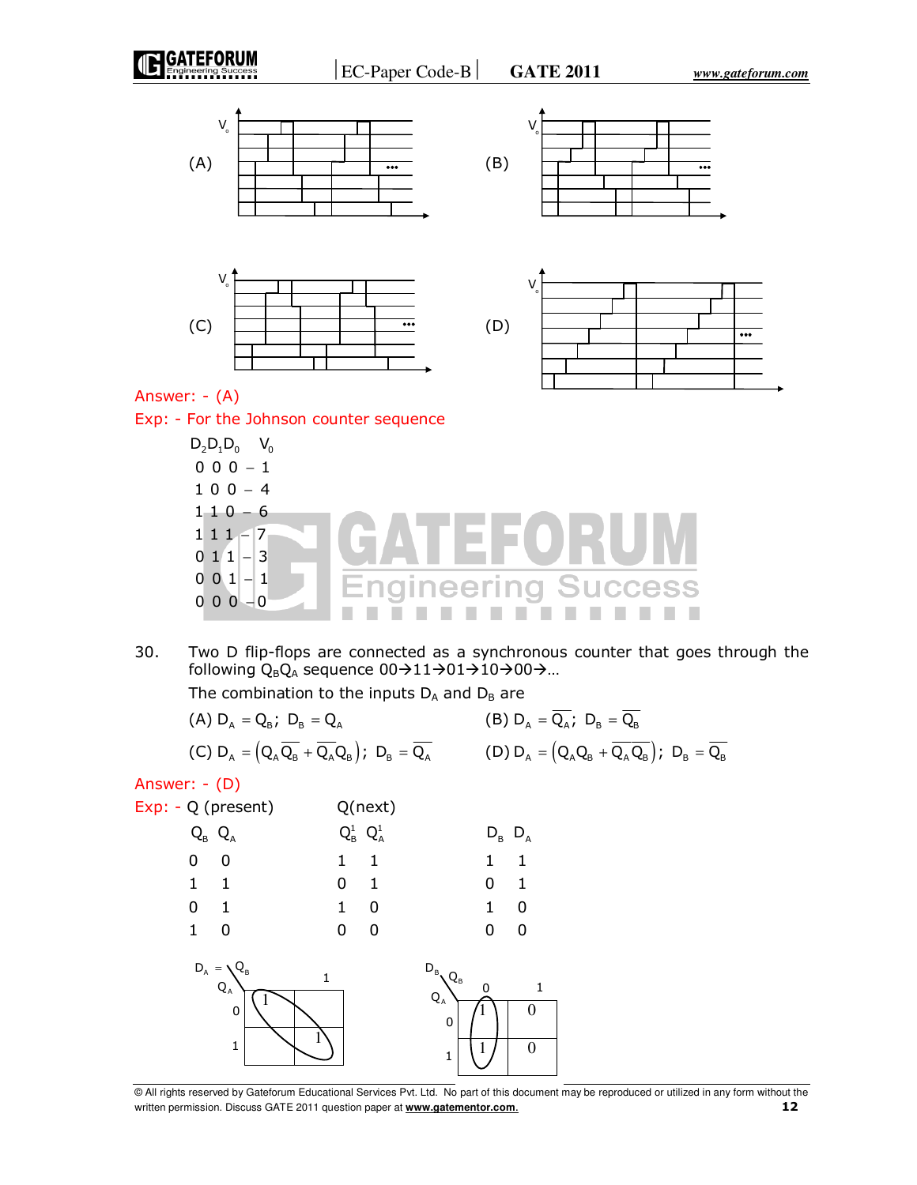(A)

(B)

(C)

(D)

Answer: - (A)

Exp: - For the Johnson counter sequence

| $D_2D_1D_0$ | $V_0$ |
|---|---|
| 0 0 0 | 1 |
| 1 0 0 | 4 |
| 1 1 0 | 6 |
| 1 1 1 | 7 |
| 0 1 1 | 3 |
| 0 0 1 | 1 |
| 0 0 0 | 0 |

30. Two D flip-flops are connected as a synchronous counter that goes through the following $Q_BQ_A$ sequence 00→11→01→10→00→…

The combination to the inputs $D_A$ and $D_B$ are

(A) $D_A = Q_B;\ D_B = Q_A$

(B) $D_A = \overline{Q_A};\ D_B = \overline{Q_B}$

(C) $D_A = \left(Q_A\overline{Q_B} + \overline{Q_A}Q_B\right);\ D_B = \overline{Q_A}$

(D) $D_A = \left(Q_AQ_B + \overline{Q_A}\,\overline{Q_B}\right);\ D_B = \overline{Q_B}$

Answer: - (D)

Exp: -

| Q (present) | | Q(next) | | | |
|---|---|---|---|---|---|
| $Q_B$ | $Q_A$ | $Q_B^1$ | $Q_A^1$ | $D_B$ | $D_A$ |
| 0 | 0 | 1 | 1 | 1 | 1 |
| 1 | 1 | 0 | 1 | 0 | 1 |
| 0 | 1 | 1 | 0 | 1 | 0 |
| 1 | 0 | 0 | 0 | 0 | 0 |

$D_A =$

| $Q_A \backslash Q_B$ | 0 | 1 |
|---|---|---|
| 0 | 1 | |
| 1 | | 1 |

$D_B$

| $Q_A \backslash Q_B$ | 0 | 1 |
|---|---|---|
| 0 | 1 | 0 |
| 1 | 1 | 0 |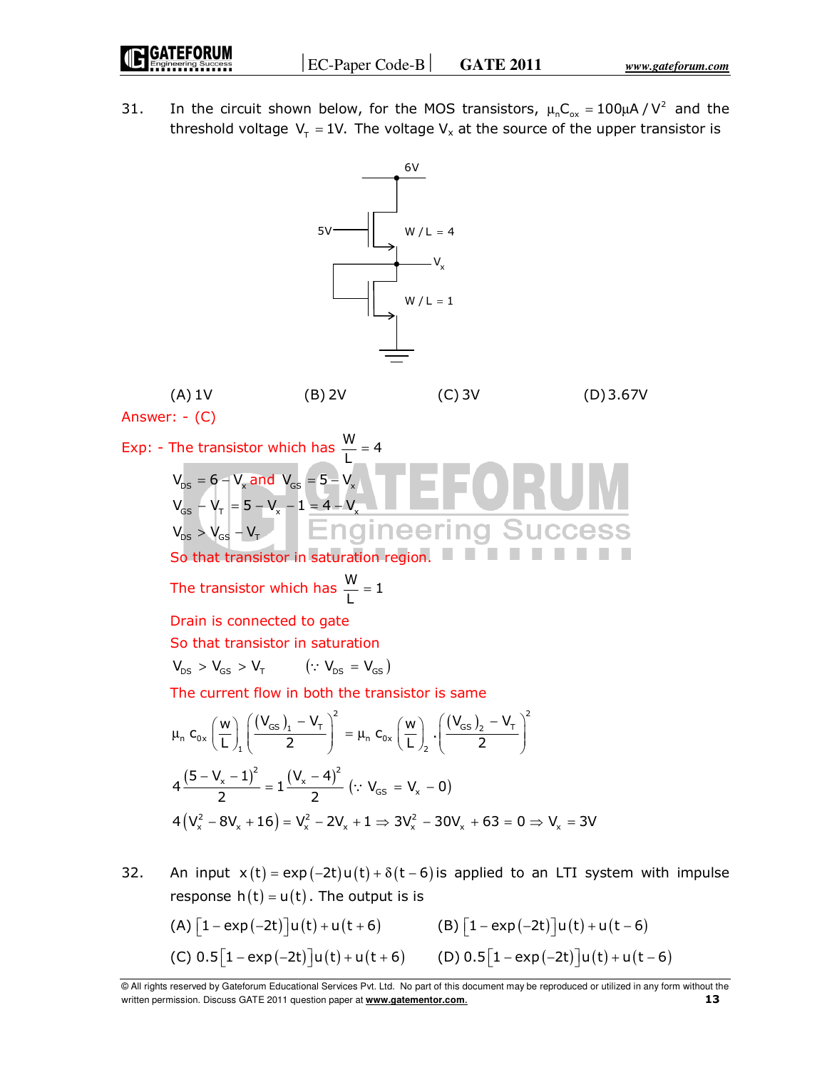31. In the circuit shown below, for the MOS transistors, $\mu_n C_{ox} = 100\mu A / V^2$ and the threshold voltage $V_T = 1V$. The voltage $V_x$ at the source of the upper transistor is

(A) 1V (B) 2V (C) 3V (D) 3.67V

Answer: - (C)

Exp: - The transistor which has $\frac{W}{L} = 4$

$V_{DS} = 6 - V_x$ and $V_{GS} = 5 - V_x$

$V_{GS} - V_T = 5 - V_x - 1 = 4 - V_x$

$V_{DS} > V_{GS} - V_T$

So that transistor in saturation region.

The transistor which has $\frac{W}{L} = 1$

Drain is connected to gate

So that transistor in saturation

$V_{DS} > V_{GS} > V_T \quad (\because V_{DS} = V_{GS})$

The current flow in both the transistor is same

$$\mu_n C_{0x} \left(\frac{W}{L}\right)_1 \left(\frac{(V_{GS})_1 - V_T}{2}\right)^2 = \mu_n C_{0x} \left(\frac{W}{L}\right)_2 \cdot \left(\frac{(V_{GS})_2 - V_T}{2}\right)^2$$

$$4\frac{(5 - V_x - 1)^2}{2} = 1\frac{(V_x - 4)^2}{2} \quad (\because V_{GS} = V_x - 0)$$

$$4\left(V_x^2 - 8V_x + 16\right) = V_x^2 - 2V_x + 1 \Rightarrow 3V_x^2 - 30V_x + 63 = 0 \Rightarrow V_x = 3V$$

32. An input $x(t) = \exp(-2t)u(t) + \delta(t-6)$ is applied to an LTI system with impulse response $h(t) = u(t)$. The output is

(A) $[1 - \exp(-2t)]u(t) + u(t+6)$ (B) $[1 - \exp(-2t)]u(t) + u(t-6)$

(C) $0.5[1 - \exp(-2t)]u(t) + u(t+6)$ (D) $0.5[1 - \exp(-2t)]u(t) + u(t-6)$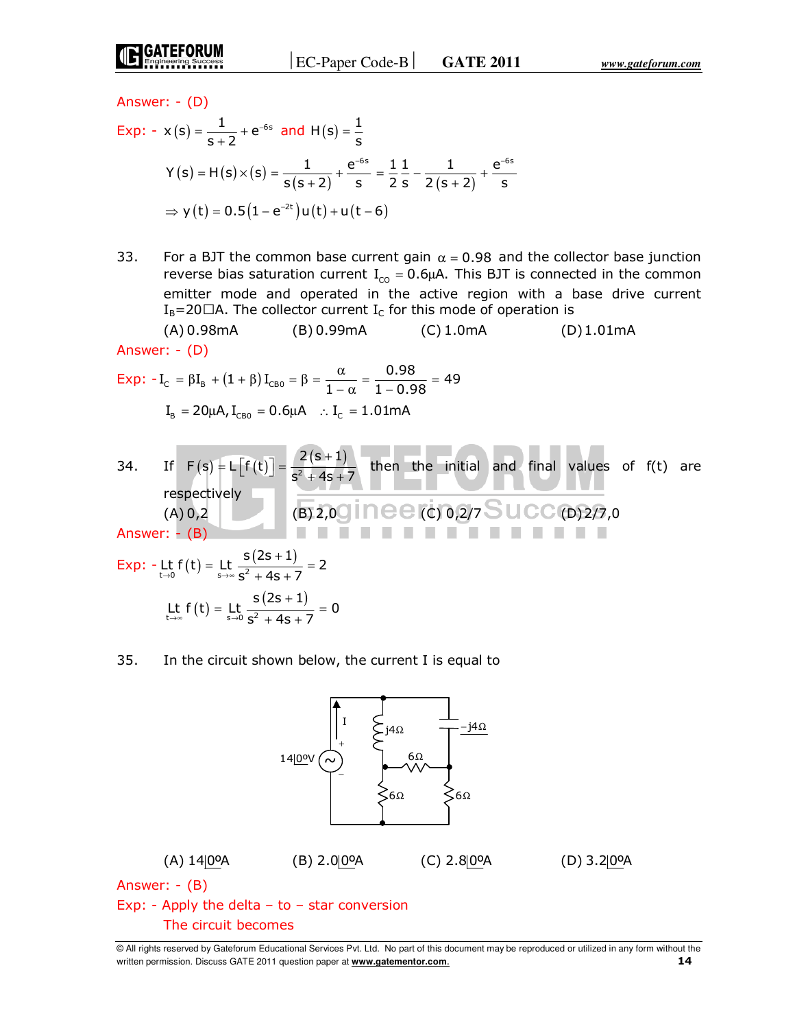Answer: - (D)

Exp: - $x(s) = \dfrac{1}{s+2} + e^{-6s}$ and $H(s) = \dfrac{1}{s}$

$$Y(s) = H(s) \times (s) = \frac{1}{s(s+2)} + \frac{e^{-6s}}{s} = \frac{1}{2}\frac{1}{s} - \frac{1}{2(s+2)} + \frac{e^{-6s}}{s}$$

$$\Rightarrow y(t) = 0.5\left(1 - e^{-2t}\right)u(t) + u(t-6)$$

33. For a BJT the common base current gain $\alpha = 0.98$ and the collector base junction reverse bias saturation current $I_{CO} = 0.6\mu A$. This BJT is connected in the common emitter mode and operated in the active region with a base drive current $I_B$=20□A. The collector current $I_C$ for this mode of operation is

(A) 0.98mA (B) 0.99mA (C) 1.0mA (D) 1.01mA

Answer: - (D)

Exp: - $I_C = \beta I_B + (1+\beta) I_{CB0} = \beta = \dfrac{\alpha}{1-\alpha} = \dfrac{0.98}{1-0.98} = 49$

$I_B = 20\mu A, I_{CB0} = 0.6\mu A \quad \therefore I_C = 1.01mA$

34. If $F(s) = L\left[f(t)\right] = \dfrac{2(s+1)}{s^2 + 4s + 7}$ then the initial and final values of f(t) are respectively

(A) 0,2 (B) 2,0 (C) 0,2/7 (D) 2/7,0

Answer: - (B)

Exp: - $\underset{t \to 0}{Lt}\, f(t) = \underset{s \to \infty}{Lt}\, \dfrac{s(2s+1)}{s^2 + 4s + 7} = 2$

$\underset{t \to \infty}{Lt}\, f(t) = \underset{s \to 0}{Lt}\, \dfrac{s(2s+1)}{s^2 + 4s + 7} = 0$

35. In the circuit shown below, the current I is equal to

(A) $14\angle 0^o A$ (B) $2.0\angle 0^o A$ (C) $2.8\angle 0^o A$ (D) $3.2\angle 0^o A$

Answer: - (B)

Exp: - Apply the delta – to – star conversion

The circuit becomes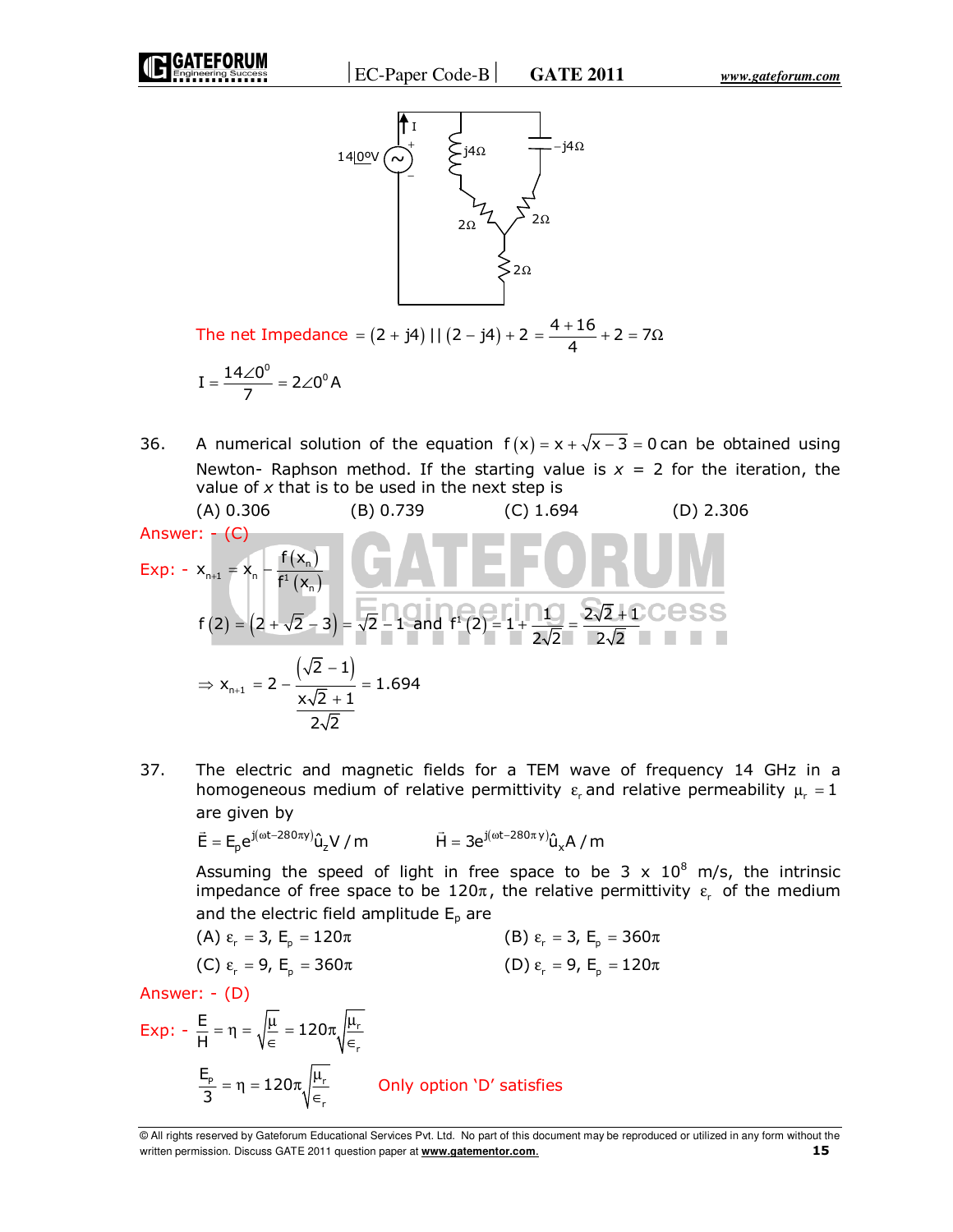The net Impedance $= (2 + j4) \,||\, (2 - j4) + 2 = \dfrac{4+16}{4} + 2 = 7\Omega$

$$I = \frac{14\angle 0^0}{7} = 2\angle 0^0 \text{A}$$

36. A numerical solution of the equation $f(x) = x + \sqrt{x} - 3 = 0$ can be obtained using Newton- Raphson method. If the starting value is $x$ = 2 for the iteration, the value of $x$ that is to be used in the next step is

(A) 0.306 (B) 0.739 (C) 1.694 (D) 2.306

Answer: - (C)

Exp: - $x_{n+1} = x_n - \dfrac{f(x_n)}{f^1(x_n)}$

$$f(2) = \left(2 + \sqrt{2} - 3\right) = \sqrt{2} - 1 \text{ and } f^1(2) = 1 + \frac{1}{2\sqrt{2}} = \frac{2\sqrt{2}+1}{2\sqrt{2}}$$

$$\Rightarrow x_{n+1} = 2 - \frac{\left(\sqrt{2}-1\right)}{\dfrac{x\sqrt{2}+1}{2\sqrt{2}}} = 1.694$$

37. The electric and magnetic fields for a TEM wave of frequency 14 GHz in a homogeneous medium of relative permittivity $\varepsilon_r$ and relative permeability $\mu_r = 1$ are given by

$\vec{E} = E_p e^{j(\omega t - 280\pi y)} \hat{u}_z \text{V/m}$ $\qquad$ $\vec{H} = 3e^{j(\omega t - 280\pi y)} \hat{u}_x \text{A/m}$

Assuming the speed of light in free space to be 3 x $10^8$ m/s, the intrinsic impedance of free space to be $120\pi$, the relative permittivity $\varepsilon_r$ of the medium and the electric field amplitude $E_p$ are

(A) $\varepsilon_r = 3,\ E_p = 120\pi$ (B) $\varepsilon_r = 3,\ E_p = 360\pi$

(C) $\varepsilon_r = 9,\ E_p = 360\pi$ (D) $\varepsilon_r = 9,\ E_p = 120\pi$

Answer: - (D)

Exp: - $\dfrac{E}{H} = \eta = \sqrt{\dfrac{\mu}{\epsilon}} = 120\pi\sqrt{\dfrac{\mu_r}{\epsilon_r}}$

$\dfrac{E_P}{3} = \eta = 120\pi\sqrt{\dfrac{\mu_r}{\epsilon_r}}$ $\qquad$ Only option 'D' satisfies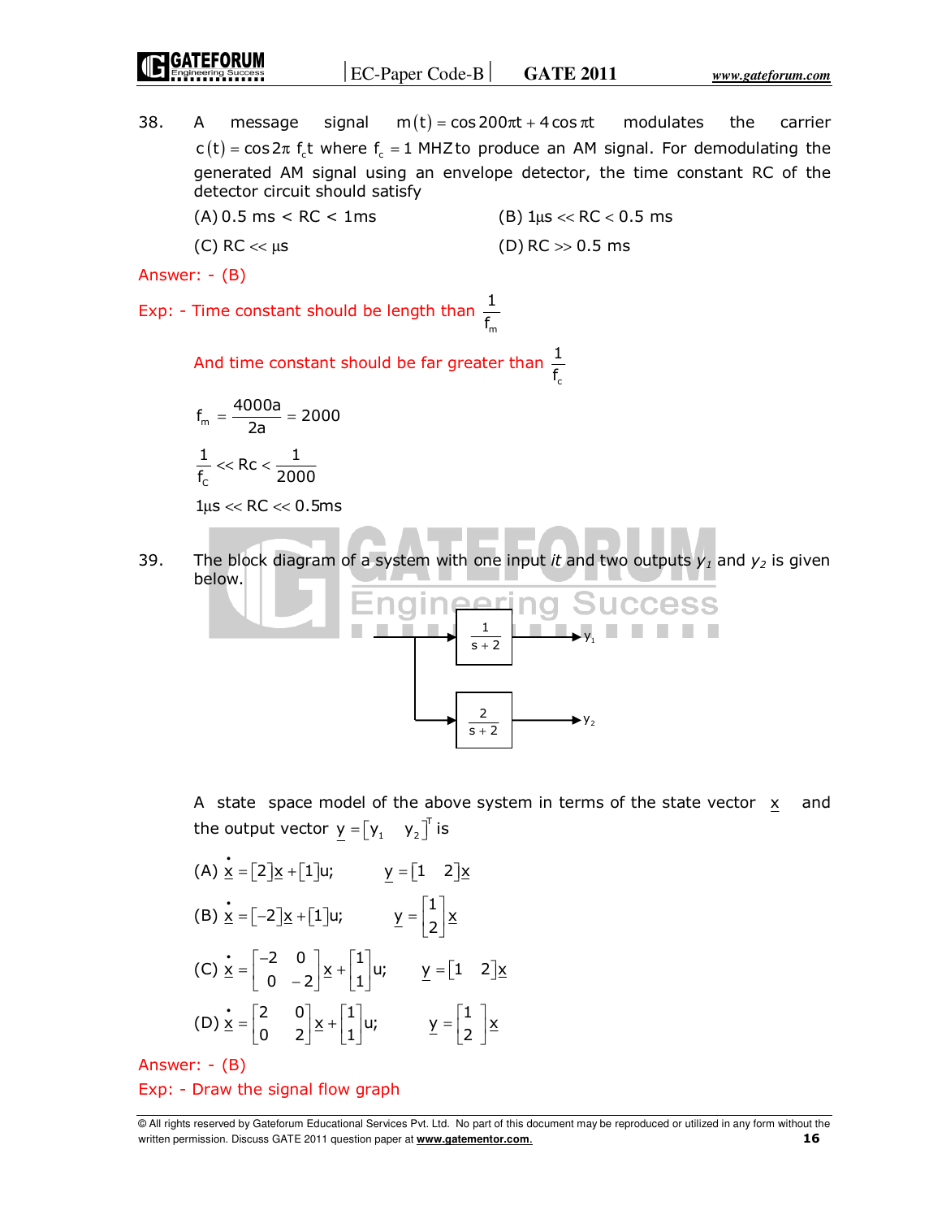38. A message signal $m(t) = \cos 200\pi t + 4\cos \pi t$ modulates the carrier $c(t) = \cos 2\pi f_c t$ where $f_c = 1$ MHZ to produce an AM signal. For demodulating the generated AM signal using an envelope detector, the time constant RC of the detector circuit should satisfy

(A) 0.5 ms < RC < 1ms (B) $1\mu s << RC < 0.5$ ms

(C) $RC << \mu s$ (D) RC >> 0.5 ms

Answer: - (B)

Exp: - Time constant should be length than $\frac{1}{f_m}$

And time constant should be far greater than $\frac{1}{f_c}$

$$f_m = \frac{4000a}{2a} = 2000$$

$$\frac{1}{f_C} << Rc < \frac{1}{2000}$$

$$1\mu s << RC << 0.5ms$$

39. The block diagram of a system with one input *it* and two outputs $y_1$ and $y_2$ is given below.

[Block diagram: input splits to two blocks $\frac{1}{s+2}$ giving $y_1$ and $\frac{2}{s+2}$ giving $y_2$]

A state space model of the above system in terms of the state vector $\underline{x}$ and the output vector $\underline{y} = [y_1 \quad y_2]^T$ is

(A) $\dot{\underline{x}} = [2]\underline{x} + [1]u; \quad \underline{y} = [1 \quad 2]\underline{x}$

(B) $\dot{\underline{x}} = [-2]\underline{x} + [1]u; \quad \underline{y} = \begin{bmatrix} 1 \\ 2 \end{bmatrix}\underline{x}$

(C) $\dot{\underline{x}} = \begin{bmatrix} -2 & 0 \\ 0 & -2 \end{bmatrix}\underline{x} + \begin{bmatrix} 1 \\ 1 \end{bmatrix}u; \quad \underline{y} = [1 \quad 2]\underline{x}$

(D) $\dot{\underline{x}} = \begin{bmatrix} 2 & 0 \\ 0 & 2 \end{bmatrix}\underline{x} + \begin{bmatrix} 1 \\ 1 \end{bmatrix}u; \quad \underline{y} = \begin{bmatrix} 1 \\ 2 \end{bmatrix}\underline{x}$

Answer: - (B)

Exp: - Draw the signal flow graph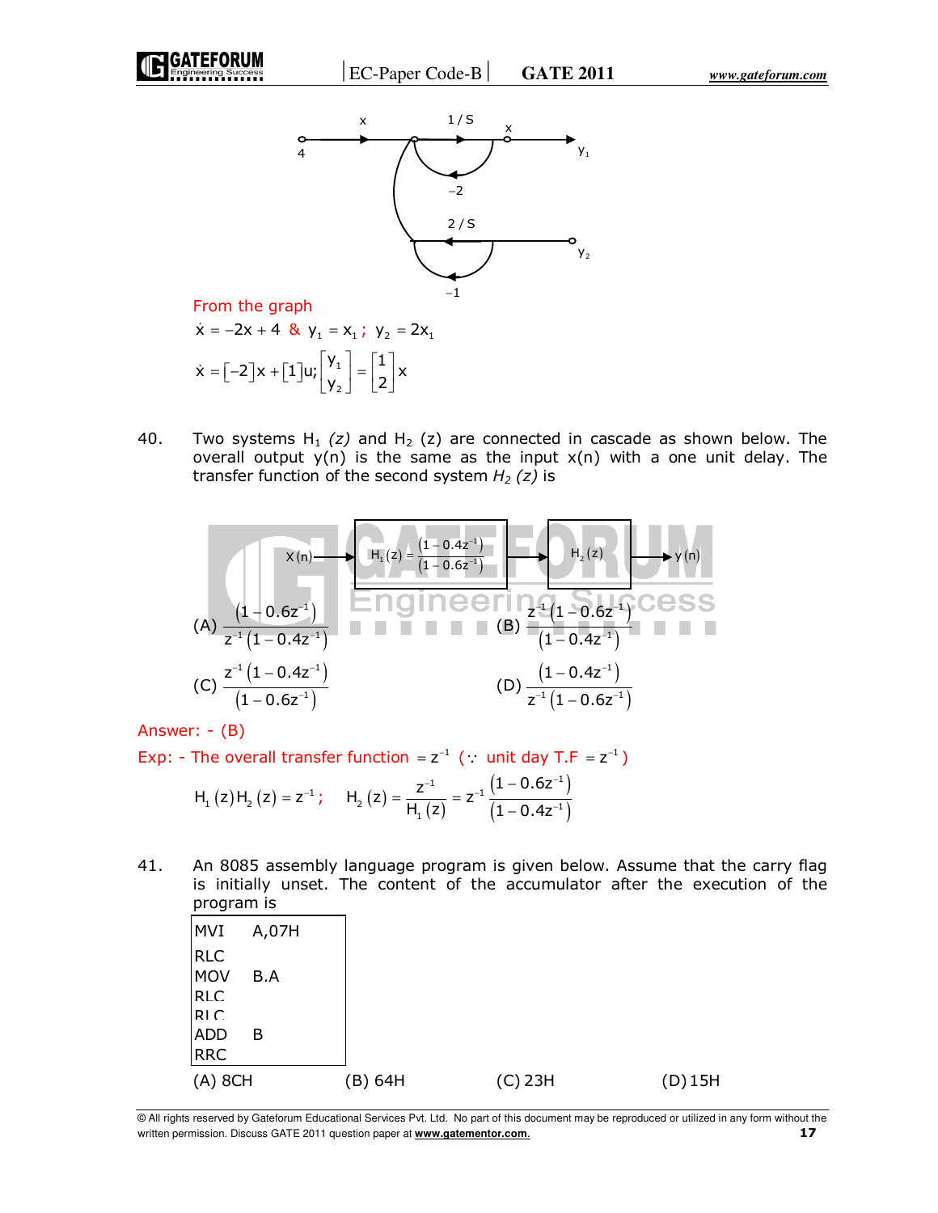From the graph

$\dot{x} = -2x + 4$ & $y_1 = x_1$; $y_2 = 2x_1$

$$\dot{x} = [-2]x + [1]u; \begin{bmatrix} y_1 \\ y_2 \end{bmatrix} = \begin{bmatrix} 1 \\ 2 \end{bmatrix} x$$

40. Two systems $H_1(z)$ and $H_2(z)$ are connected in cascade as shown below. The overall output y(n) is the same as the input x(n) with a one unit delay. The transfer function of the second system $H_2(z)$ is

$$x(n) \rightarrow \boxed{H_1(z) = \frac{(1-0.4z^{-1})}{(1-0.6z^{-1})}} \rightarrow \boxed{H_2(z)} \rightarrow y(n)$$

(A) $\dfrac{(1-0.6z^{-1})}{z^{-1}(1-0.4z^{-1})}$  (B) $\dfrac{z^{-1}(1-0.6z^{-1})}{(1-0.4z^{-1})}$

(C) $\dfrac{z^{-1}(1-0.4z^{-1})}{(1-0.6z^{-1})}$  (D) $\dfrac{(1-0.4z^{-1})}{z^{-1}(1-0.6z^{-1})}$

Answer: - (B)

Exp: - The overall transfer function $= z^{-1}$ ($\because$ unit day T.F $= z^{-1}$)

$$H_1(z)H_2(z) = z^{-1}; \quad H_2(z) = \frac{z^{-1}}{H_1(z)} = z^{-1}\frac{(1-0.6z^{-1})}{(1-0.4z^{-1})}$$

41. An 8085 assembly language program is given below. Assume that the carry flag is initially unset. The content of the accumulator after the execution of the program is

```
MVI   A,07H
RLC
MOV   B.A
RLC
RLC
ADD   B
RRC
```

(A) 8CH  (B) 64H  (C) 23H  (D) 15H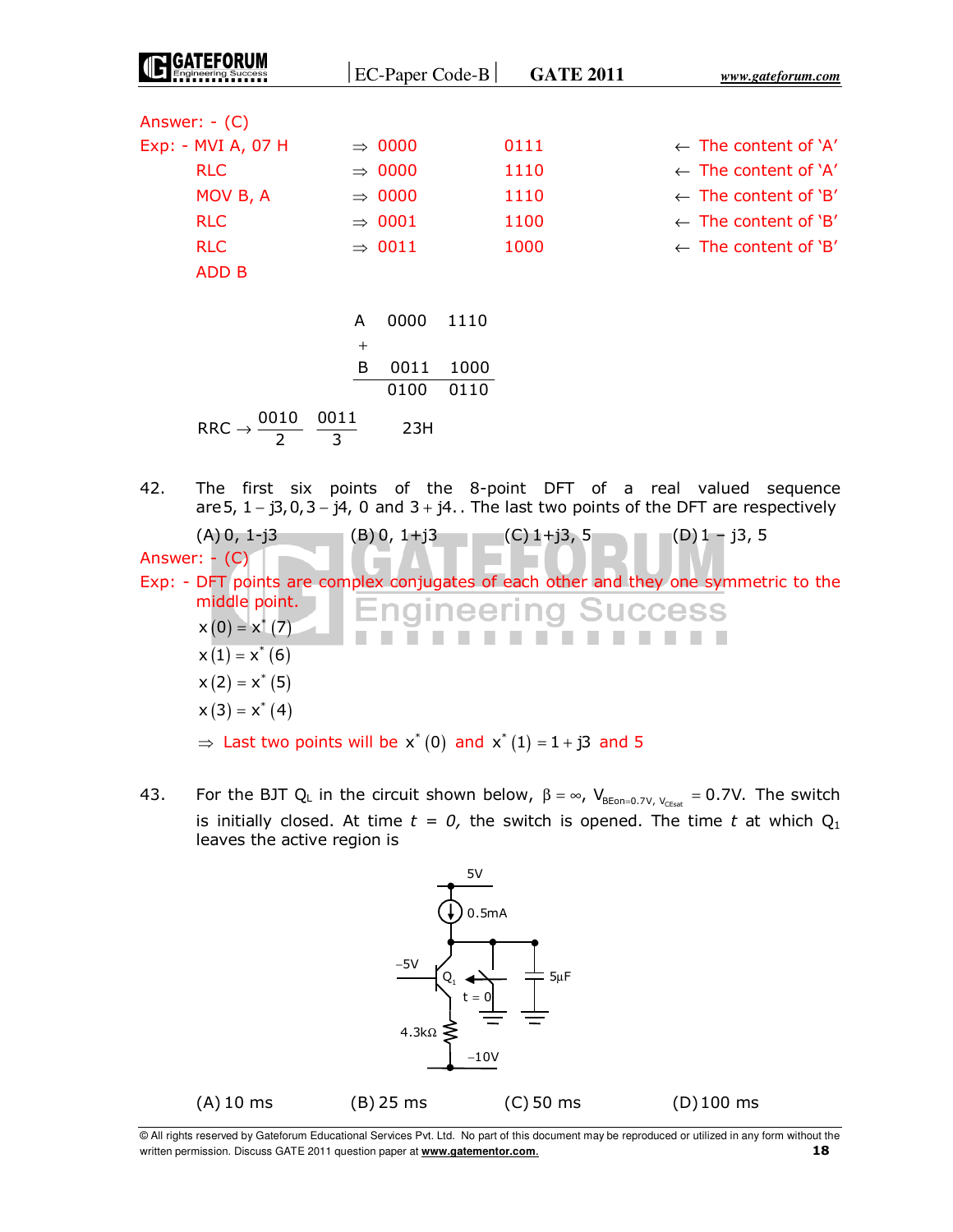Answer: - (C)

Exp: - MVI A, 07 H ⇒ 0000 0111 ← The content of ‘A’

| Instruction | | | Content |
|---|---|---|---|
| MVI A, 07 H | ⇒ 0000 | 0111 | ← The content of ‘A’ |
| RLC | ⇒ 0000 | 1110 | ← The content of ‘A’ |
| MOV B, A | ⇒ 0000 | 1110 | ← The content of ‘B’ |
| RLC | ⇒ 0001 | 1100 | ← The content of ‘B’ |
| RLC | ⇒ 0011 | 1000 | ← The content of ‘B’ |
| ADD B | | | |

```
A   0000   1110
+
B   0011   1000
    -----------
    0100   0110
```

RRC → $\frac{0010}{2}$ $\frac{0011}{3}$ 23H

42. The first six points of the 8-point DFT of a real valued sequence are $5,\ 1-j3,\ 0,\ 3-j4,\ 0$ and $3+j4$. The last two points of the DFT are respectively

(A) 0, 1-j3 (B) 0, 1+j3 (C) 1+j3, 5 (D) 1 – j3, 5

Answer: - (C)

Exp: - DFT points are complex conjugates of each other and they one symmetric to the middle point.

$x(0) = x^*(7)$

$x(1) = x^*(6)$

$x(2) = x^*(5)$

$x(3) = x^*(4)$

⇒ Last two points will be $x^*(0)$ and $x^*(1) = 1 + j3$ and 5

43. For the BJT $Q_L$ in the circuit shown below, $\beta = \infty$, $V_{BEon=0.7V,\ V_{CEsat}} = 0.7V$. The switch is initially closed. At time *t* = *0*, the switch is opened. The time *t* at which $Q_1$ leaves the active region is

(A) 10 ms (B) 25 ms (C) 50 ms (D) 100 ms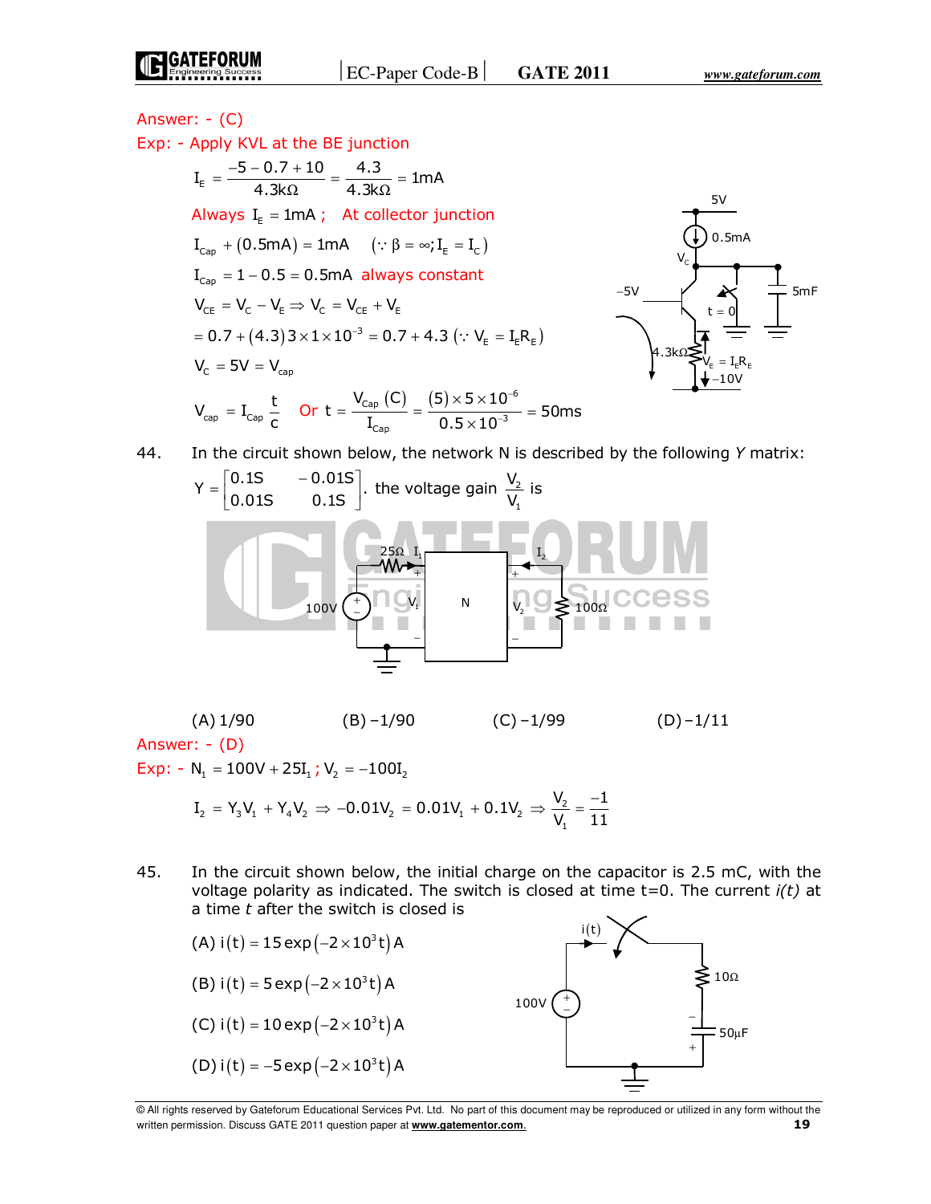Answer: - (C)

Exp: - Apply KVL at the BE junction

$$I_E = \frac{-5 - 0.7 + 10}{4.3k\Omega} = \frac{4.3}{4.3k\Omega} = 1mA$$

Always $I_E = 1mA$ ; At collector junction

$$I_{Cap} + (0.5mA) = 1mA \quad (\because \beta = \infty; I_E = I_C)$$

$I_{Cap} = 1 - 0.5 = 0.5mA$ always constant

$$V_{CE} = V_C - V_E \Rightarrow V_C = V_{CE} + V_E$$

$$= 0.7 + (4.3)3 \times 1 \times 10^{-3} = 0.7 + 4.3 \; (\because V_E = I_E R_E)$$

$$V_C = 5V = V_{cap}$$

$$V_{cap} = I_{Cap}\frac{t}{c} \quad \text{Or } t = \frac{V_{Cap}(C)}{I_{Cap}} = \frac{(5)\times 5 \times 10^{-6}}{0.5 \times 10^{-3}} = 50ms$$

44. In the circuit shown below, the network N is described by the following *Y* matrix:

$$Y = \begin{bmatrix} 0.1S & -0.01S \\ 0.01S & 0.1S \end{bmatrix}.$$ the voltage gain $\frac{V_2}{V_1}$ is

(A) 1/90 (B) −1/90 (C) −1/99 (D) −1/11

Answer: - (D)

Exp: - $N_1 = 100V + 25I_1$ ; $V_2 = -100I_2$

$$I_2 = Y_3V_1 + Y_4V_2 \Rightarrow -0.01V_2 = 0.01V_1 + 0.1V_2 \Rightarrow \frac{V_2}{V_1} = \frac{-1}{11}$$

45. In the circuit shown below, the initial charge on the capacitor is 2.5 mC, with the voltage polarity as indicated. The switch is closed at time t=0. The current *i(t)* at a time *t* after the switch is closed is

(A) $i(t) = 15\exp\left(-2\times10^3 t\right)A$

(B) $i(t) = 5\exp\left(-2\times10^3 t\right)A$

(C) $i(t) = 10\exp\left(-2\times10^3 t\right)A$

(D) $i(t) = -5\exp\left(-2\times10^3 t\right)A$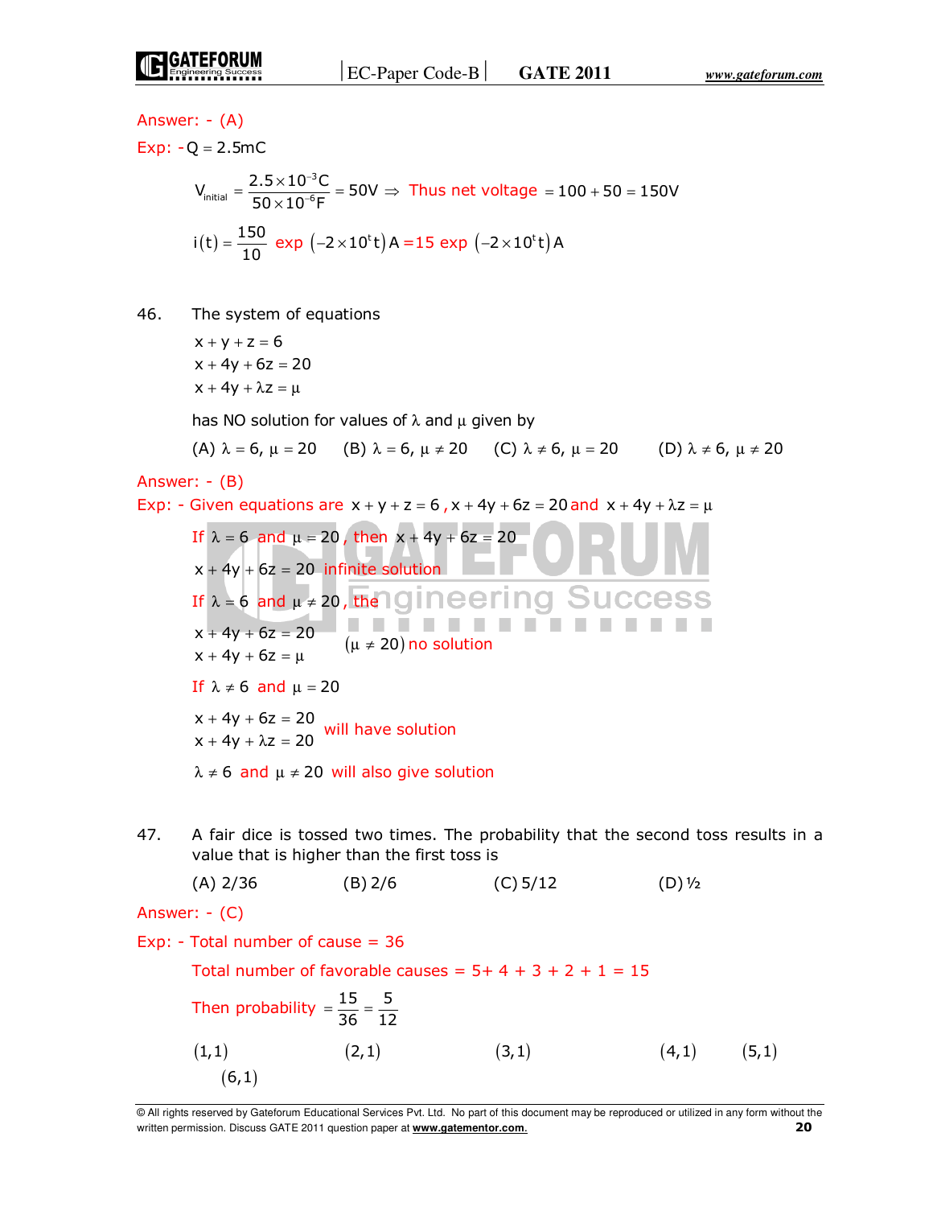Answer: - (A)

Exp: - $Q = 2.5\text{mC}$

$$V_{\text{initial}} = \frac{2.5\times10^{-3}\text{C}}{50\times10^{-6}\text{F}} = 50\text{V} \Rightarrow \text{ Thus net voltage } = 100+50 = 150\text{V}$$

$$i(t) = \frac{150}{10}\ \text{exp}\ \left(-2\times10^{t}t\right)\text{A} = 15\ \text{exp}\ \left(-2\times10^{t}t\right)\text{A}$$

46. The system of equations

$$x + y + z = 6$$
$$x + 4y + 6z = 20$$
$$x + 4y + \lambda z = \mu$$

has NO solution for values of $\lambda$ and $\mu$ given by

(A) $\lambda = 6,\ \mu = 20$ (B) $\lambda = 6,\ \mu \neq 20$ (C) $\lambda \neq 6,\ \mu = 20$ (D) $\lambda \neq 6,\ \mu \neq 20$

Answer: - (B)

Exp: - Given equations are $x + y + z = 6$, $x + 4y + 6z = 20$ and $x + 4y + \lambda z = \mu$

If $\lambda = 6$ and $\mu = 20$, then $x + 4y + 6z = 20$

$x + 4y + 6z = 20$ infinite solution

If $\lambda = 6$ and $\mu \neq 20$, then

$x + 4y + 6z = 20$

$x + 4y + 6z = \mu$ $(\mu \neq 20)$ no solution

If $\lambda \neq 6$ and $\mu = 20$

$x + 4y + 6z = 20$

$x + 4y + \lambda z = 20$ will have solution

$\lambda \neq 6$ and $\mu \neq 20$ will also give solution

47. A fair dice is tossed two times. The probability that the second toss results in a value that is higher than the first toss is

(A) 2/36 (B) 2/6 (C) 5/12 (D) ½

Answer: - (C)

Exp: - Total number of cause = 36

Total number of favorable causes = 5+ 4 + 3 + 2 + 1 = 15

Then probability $= \dfrac{15}{36} = \dfrac{5}{12}$

$(1,1)$ $(2,1)$ $(3,1)$ $(4,1)$ $(5,1)$ $(6,1)$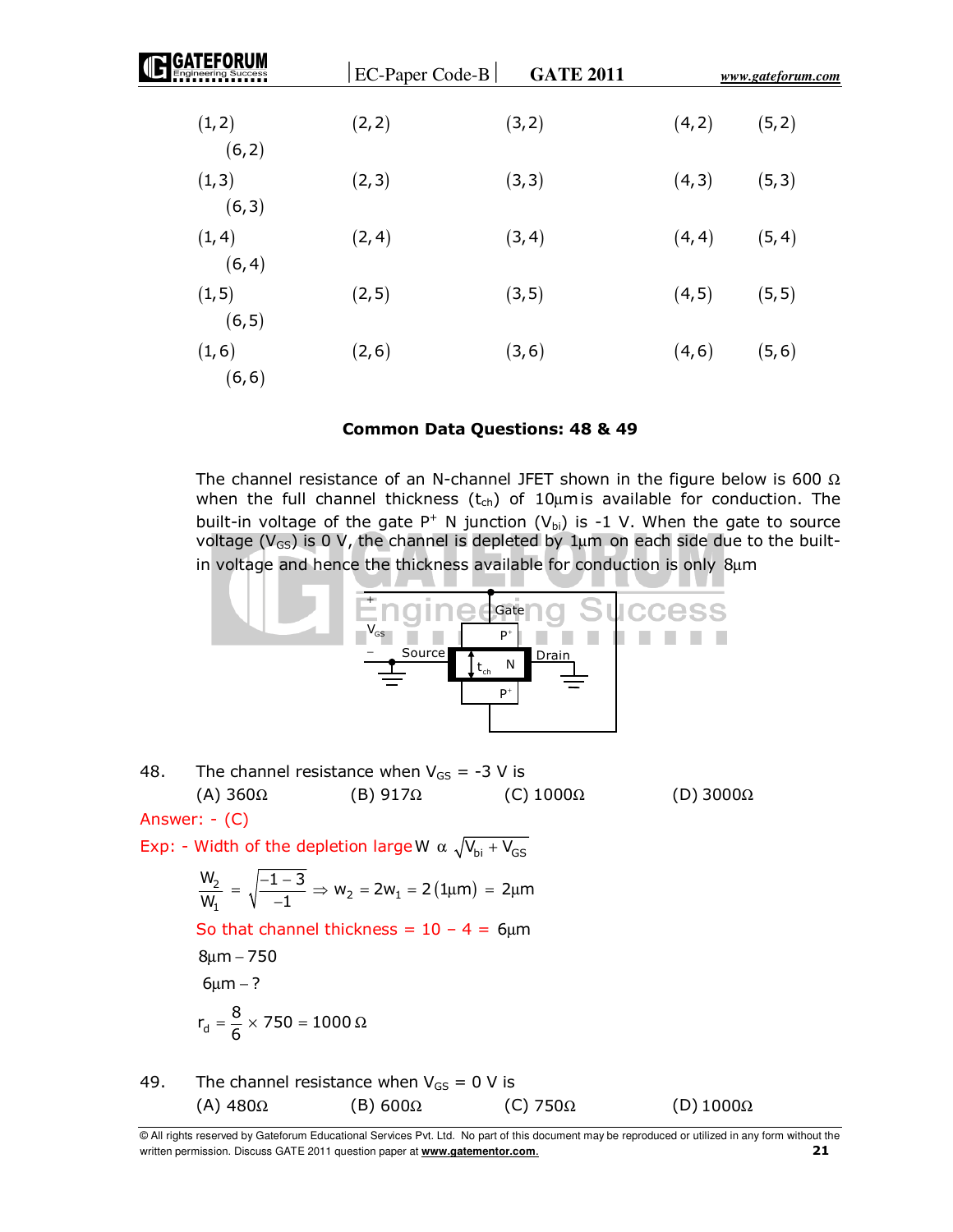(1,2) (2,2) (3,2) (4,2) (5,2) (6,2)

(1,3) (2,3) (3,3) (4,3) (5,3) (6,3)

(1,4) (2,4) (3,4) (4,4) (5,4) (6,4)

(1,5) (2,5) (3,5) (4,5) (5,5) (6,5)

(1,6) (2,6) (3,6) (4,6) (5,6) (6,6)

**Common Data Questions: 48 & 49**

The channel resistance of an N-channel JFET shown in the figure below is 600 Ω when the full channel thickness ($t_{ch}$) of 10μm is available for conduction. The built-in voltage of the gate $P^+$ N junction ($V_{bi}$) is -1 V. When the gate to source voltage ($V_{GS}$) is 0 V, the channel is depleted by 1μm on each side due to the built-in voltage and hence the thickness available for conduction is only 8μm

48. The channel resistance when $V_{GS}$ = -3 V is

(A) 360Ω (B) 917Ω (C) 1000Ω (D) 3000Ω

Answer: - (C)

Exp: - Width of the depletion large $W \alpha \sqrt{V_{bi} + V_{GS}}$

$$\frac{W_2}{W_1} = \sqrt{\frac{-1-3}{-1}} \Rightarrow w_2 = 2w_1 = 2(1\mu m) = 2\mu m$$

So that channel thickness = 10 − 4 = 6μm

8μm − 750

6μm − ?

$$r_d = \frac{8}{6} \times 750 = 1000\,\Omega$$

49. The channel resistance when $V_{GS}$ = 0 V is

(A) 480Ω (B) 600Ω (C) 750Ω (D) 1000Ω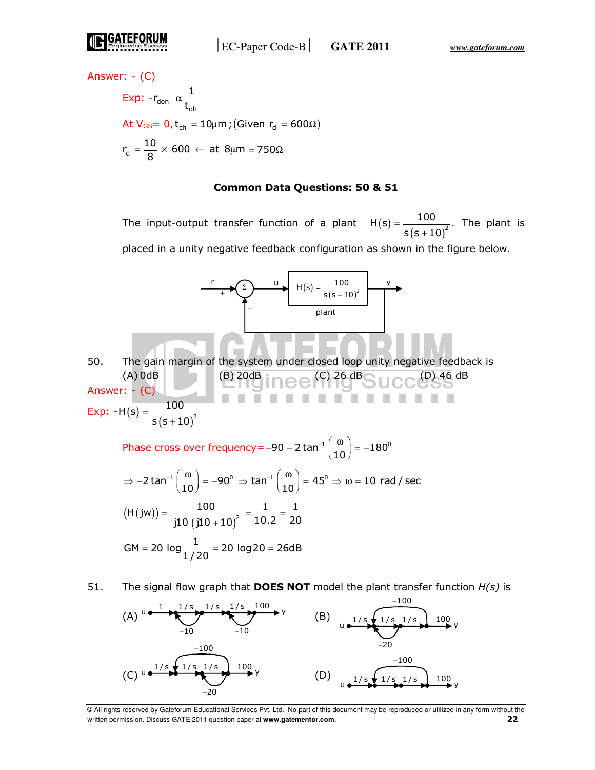Answer: - (C)

Exp: -$r_{don} \; \alpha \; \dfrac{1}{t_{oh}}$

At $V_{GS}$= 0, $t_{ch} = 10\mu m$; (Given $r_d = 600\Omega$)

$$r_d = \frac{10}{8} \times 600 \leftarrow \text{ at } 8\mu m = 750\Omega$$

**Common Data Questions: 50 & 51**

The input-output transfer function of a plant $H(s) = \dfrac{100}{s(s+10)^2}$. The plant is placed in a unity negative feedback configuration as shown in the figure below.

r → (+) Σ → u → [ $H(s) = \dfrac{100}{s(s+10)^2}$ plant ] → y, with unity negative (−) feedback from y to Σ.

50. The gain margin of the system under closed loop unity negative feedback is
(A) 0dB (B) 20dB (C) 26 dB (D) 46 dB

Answer: - (C)

Exp: -$H(s) = \dfrac{100}{s(s+10)^2}$

Phase cross over frequency$= -90 - 2\tan^{-1}\left(\dfrac{\omega}{10}\right) = -180^0$

$$\Rightarrow -2\tan^{-1}\left(\frac{\omega}{10}\right) = -90^0 \Rightarrow \tan^{-1}\left(\frac{\omega}{10}\right) = 45^0 \Rightarrow \omega = 10 \text{ rad/sec}$$

$$\left(H(jw)\right) = \frac{100}{|j10|(j10+10)^2} = \frac{1}{10.2} = \frac{1}{20}$$

$$GM = 20\log\frac{1}{1/20} = 20\log 20 = 26dB$$

51. The signal flow graph that **DOES NOT** model the plant transfer function *H(s)* is

(A) u → 1 → 1/s → 1/s → 1/s → 100 → y, with feedback loops −10 and −10

(B) u → 1/s → 1/s → 1/s → 100 → y, with feedback loops −100 and −20

(C) u → 1/s → 1/s → 1/s → 100 → y, with feedback loops −100 and −20

(D) u → 1/s → 1/s → 1/s → 100 → y, with feedback loop −100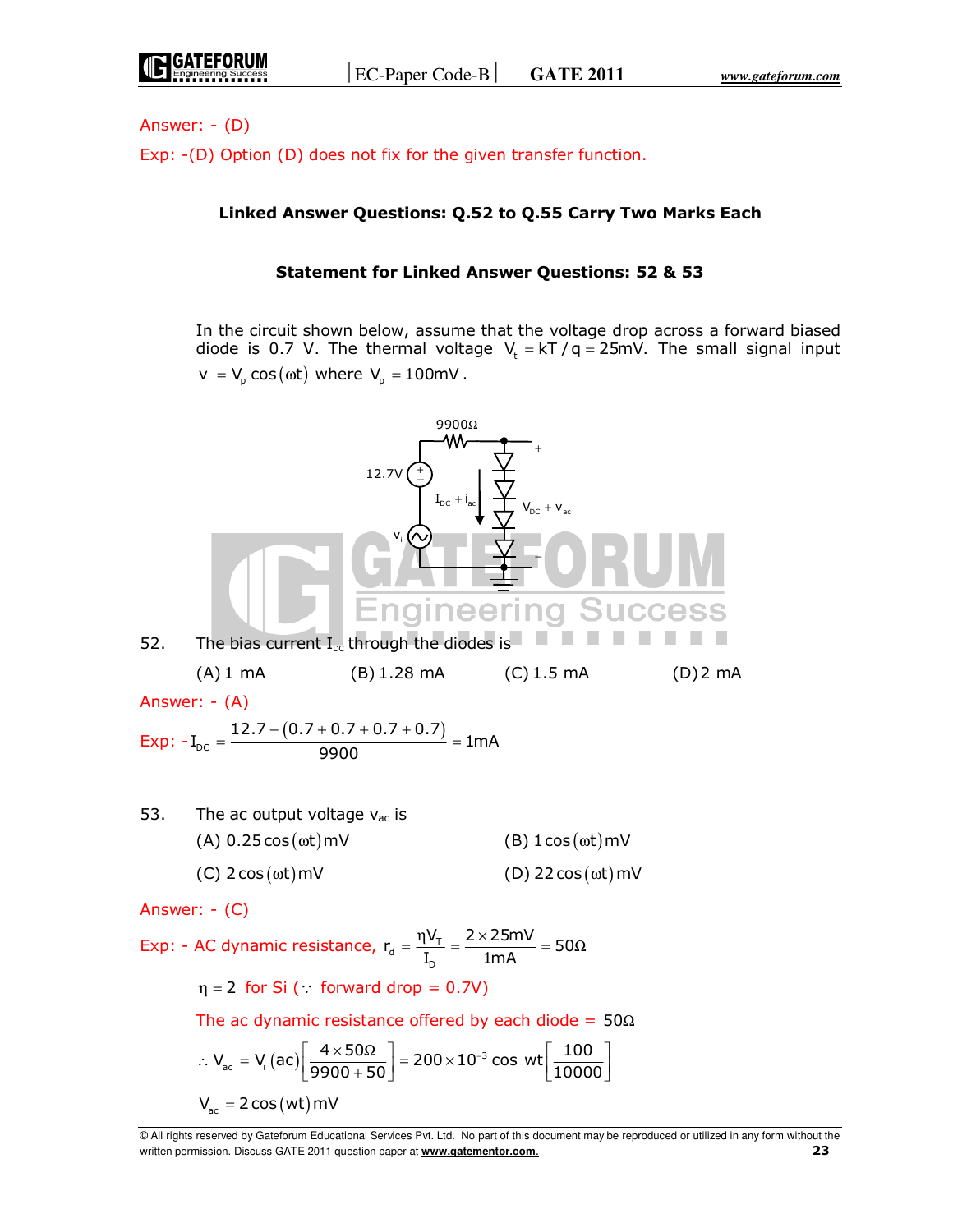Answer: - (D)

Exp: -(D) Option (D) does not fix for the given transfer function.

**Linked Answer Questions: Q.52 to Q.55 Carry Two Marks Each**

**Statement for Linked Answer Questions: 52 & 53**

In the circuit shown below, assume that the voltage drop across a forward biased diode is 0.7 V. The thermal voltage $V_t = kT/q = 25mV$. The small signal input $v_i = V_p \cos(\omega t)$ where $V_p = 100mV$.

52. The bias current $I_{DC}$ through the diodes is

(A) 1 mA (B) 1.28 mA (C) 1.5 mA (D) 2 mA

Answer: - (A)

Exp: - $I_{DC} = \dfrac{12.7 - (0.7 + 0.7 + 0.7 + 0.7)}{9900} = 1mA$

53. The ac output voltage $v_{ac}$ is

(A) $0.25\cos(\omega t)$mV (B) $1\cos(\omega t)$mV

(C) $2\cos(\omega t)$mV (D) $22\cos(\omega t)$mV

Answer: - (C)

Exp: - AC dynamic resistance, $r_d = \dfrac{\eta V_T}{I_D} = \dfrac{2 \times 25mV}{1mA} = 50\Omega$

$\eta = 2$ for Si ($\because$ forward drop = 0.7V)

The ac dynamic resistance offered by each diode = $50\Omega$

$$\therefore V_{ac} = V_i(ac)\left[\frac{4 \times 50\Omega}{9900 + 50}\right] = 200 \times 10^{-3} \cos wt \left[\frac{100}{10000}\right]$$

$V_{ac} = 2\cos(wt)$mV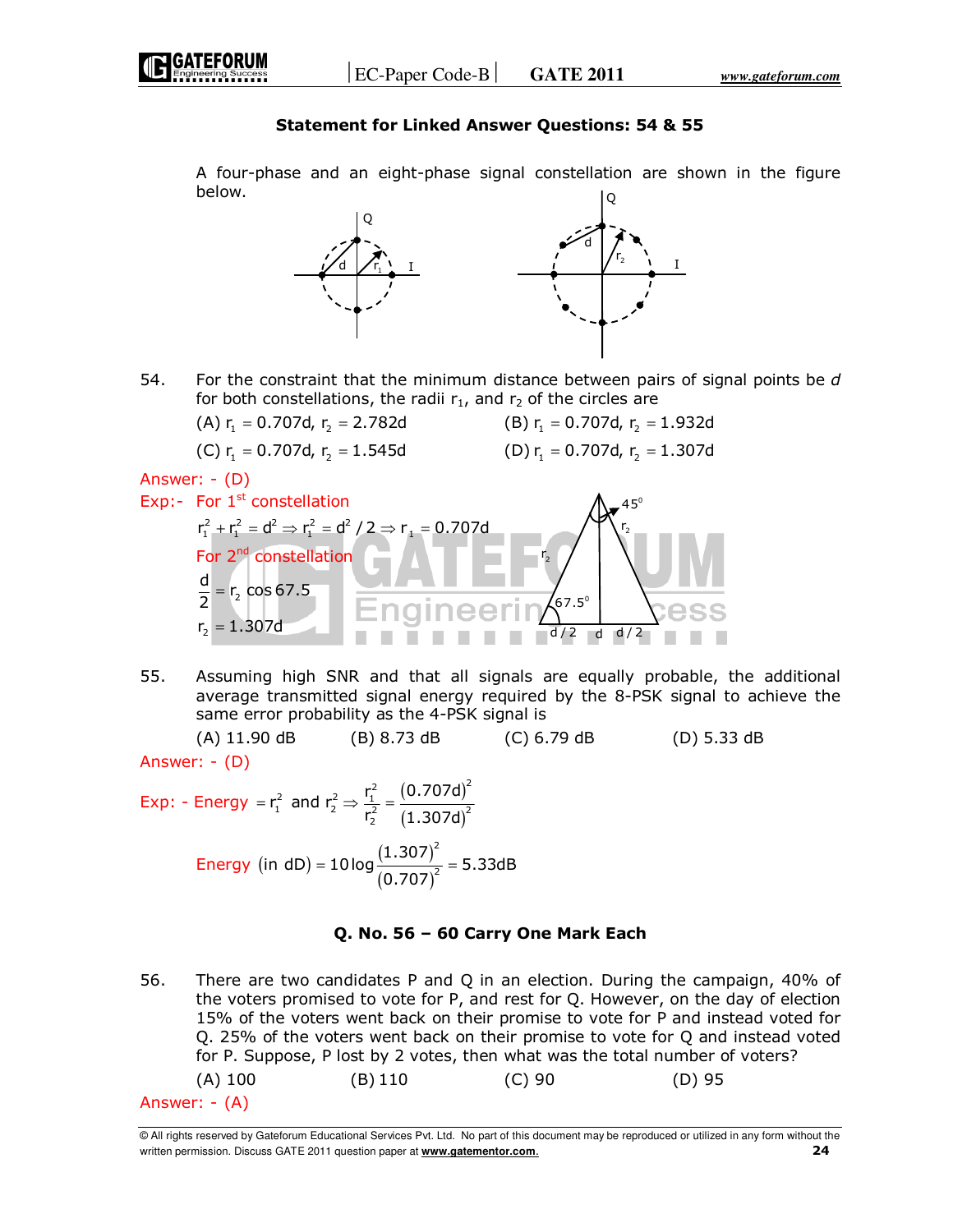**Statement for Linked Answer Questions: 54 & 55**

A four-phase and an eight-phase signal constellation are shown in the figure below.

54. For the constraint that the minimum distance between pairs of signal points be $d$ for both constellations, the radii $r_1$, and $r_2$ of the circles are

(A) $r_1 = 0.707d,\ r_2 = 2.782d$ (B) $r_1 = 0.707d,\ r_2 = 1.932d$

(C) $r_1 = 0.707d,\ r_2 = 1.545d$ (D) $r_1 = 0.707d,\ r_2 = 1.307d$

Answer: - (D)

Exp:- For 1st constellation

$$r_1^2 + r_1^2 = d^2 \Rightarrow r_1^2 = d^2/2 \Rightarrow r_1 = 0.707d$$

For 2nd constellation

$$\frac{d}{2} = r_2 \cos 67.5$$

$$r_2 = 1.307d$$

55. Assuming high SNR and that all signals are equally probable, the additional average transmitted signal energy required by the 8-PSK signal to achieve the same error probability as the 4-PSK signal is

(A) 11.90 dB (B) 8.73 dB (C) 6.79 dB (D) 5.33 dB

Answer: - (D)

Exp: - Energy $= r_1^2$ and $r_2^2 \Rightarrow \dfrac{r_1^2}{r_2^2} = \dfrac{(0.707d)^2}{(1.307d)^2}$

$$\text{Energy (in dD)} = 10\log\frac{(1.307)^2}{(0.707)^2} = 5.33\text{dB}$$

**Q. No. 56 – 60 Carry One Mark Each**

56. There are two candidates P and Q in an election. During the campaign, 40% of the voters promised to vote for P, and rest for Q. However, on the day of election 15% of the voters went back on their promise to vote for P and instead voted for Q. 25% of the voters went back on their promise to vote for Q and instead voted for P. Suppose, P lost by 2 votes, then what was the total number of voters?

(A) 100 (B) 110 (C) 90 (D) 95

Answer: - (A)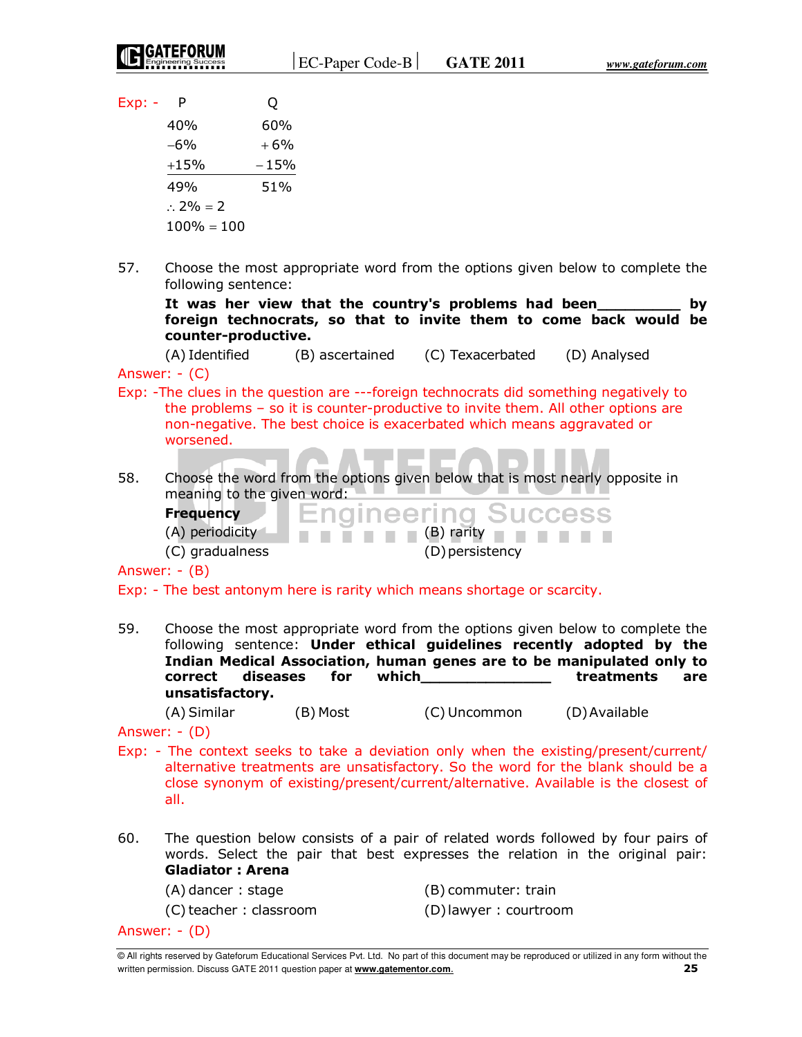Exp: -

| P | Q |
|---|---|
| 40% | 60% |
| −6% | +6% |
| +15% | −15% |
| 49% | 51% |

$\therefore 2\% = 2$

$100\% = 100$

57. Choose the most appropriate word from the options given below to complete the following sentence:

    **It was her view that the country's problems had been_________ by foreign technocrats, so that to invite them to come back would be counter-productive.**

    (A) Identified (B) ascertained (C) Texacerbated (D) Analysed

Answer: - (C)

Exp: -The clues in the question are ---foreign technocrats did something negatively to the problems – so it is counter-productive to invite them. All other options are non-negative. The best choice is exacerbated which means aggravated or worsened.

58. Choose the word from the options given below that is most nearly opposite in meaning to the given word:

    **Frequency**

    (A) periodicity (B) rarity

    (C) gradualness (D) persistency

Answer: - (B)

Exp: - The best antonym here is rarity which means shortage or scarcity.

59. Choose the most appropriate word from the options given below to complete the following sentence: **Under ethical guidelines recently adopted by the Indian Medical Association, human genes are to be manipulated only to correct diseases for which______________ treatments are unsatisfactory.**

    (A) Similar (B) Most (C) Uncommon (D) Available

Answer: - (D)

Exp: - The context seeks to take a deviation only when the existing/present/current/ alternative treatments are unsatisfactory. So the word for the blank should be a close synonym of existing/present/current/alternative. Available is the closest of all.

60. The question below consists of a pair of related words followed by four pairs of words. Select the pair that best expresses the relation in the original pair: **Gladiator : Arena**

    (A) dancer : stage (B) commuter: train

    (C) teacher : classroom (D) lawyer : courtroom

Answer: - (D)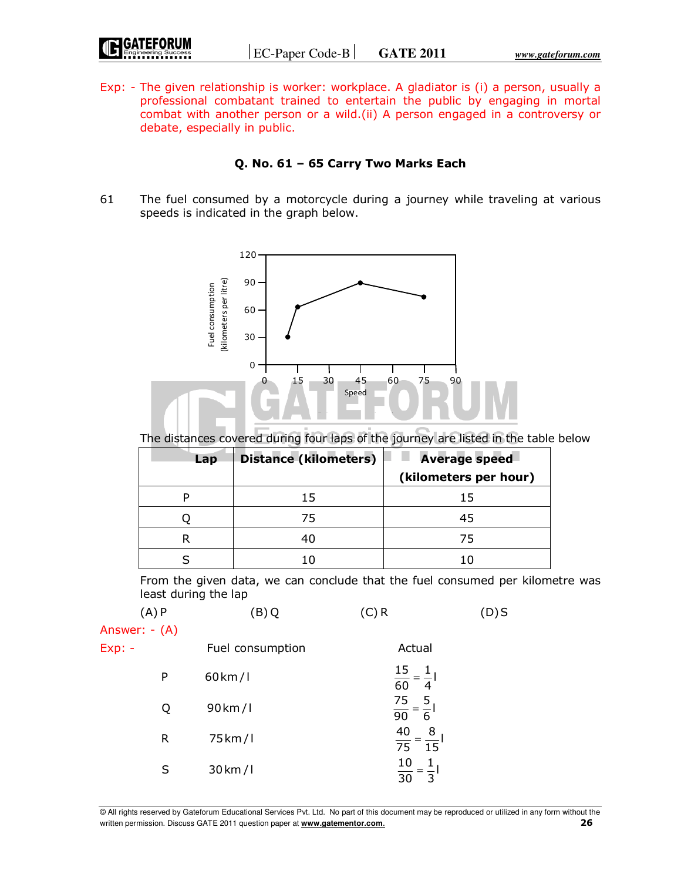Exp: - The given relationship is worker: workplace. A gladiator is (i) a person, usually a professional combatant trained to entertain the public by engaging in mortal combat with another person or a wild.(ii) A person engaged in a controversy or debate, especially in public.

### Q. No. 61 – 65 Carry Two Marks Each

61 The fuel consumed by a motorcycle during a journey while traveling at various speeds is indicated in the graph below.

The distances covered during four laps of the journey are listed in the table below

| Lap | Distance (kilometers) | Average speed (kilometers per hour) |
|---|---|---|
| P | 15 | 15 |
| Q | 75 | 45 |
| R | 40 | 75 |
| S | 10 | 10 |

From the given data, we can conclude that the fuel consumed per kilometre was least during the lap

(A) P (B) Q (C) R (D) S

Answer: - (A)

Exp: -

| | Fuel consumption | Actual |
|---|---|---|
| P | 60 km/l | $\frac{15}{60} = \frac{1}{4} l$ |
| Q | 90 km/l | $\frac{75}{90} = \frac{5}{6} l$ |
| R | 75 km/l | $\frac{40}{75} = \frac{8}{15} l$ |
| S | 30 km/l | $\frac{10}{30} = \frac{1}{3} l$ |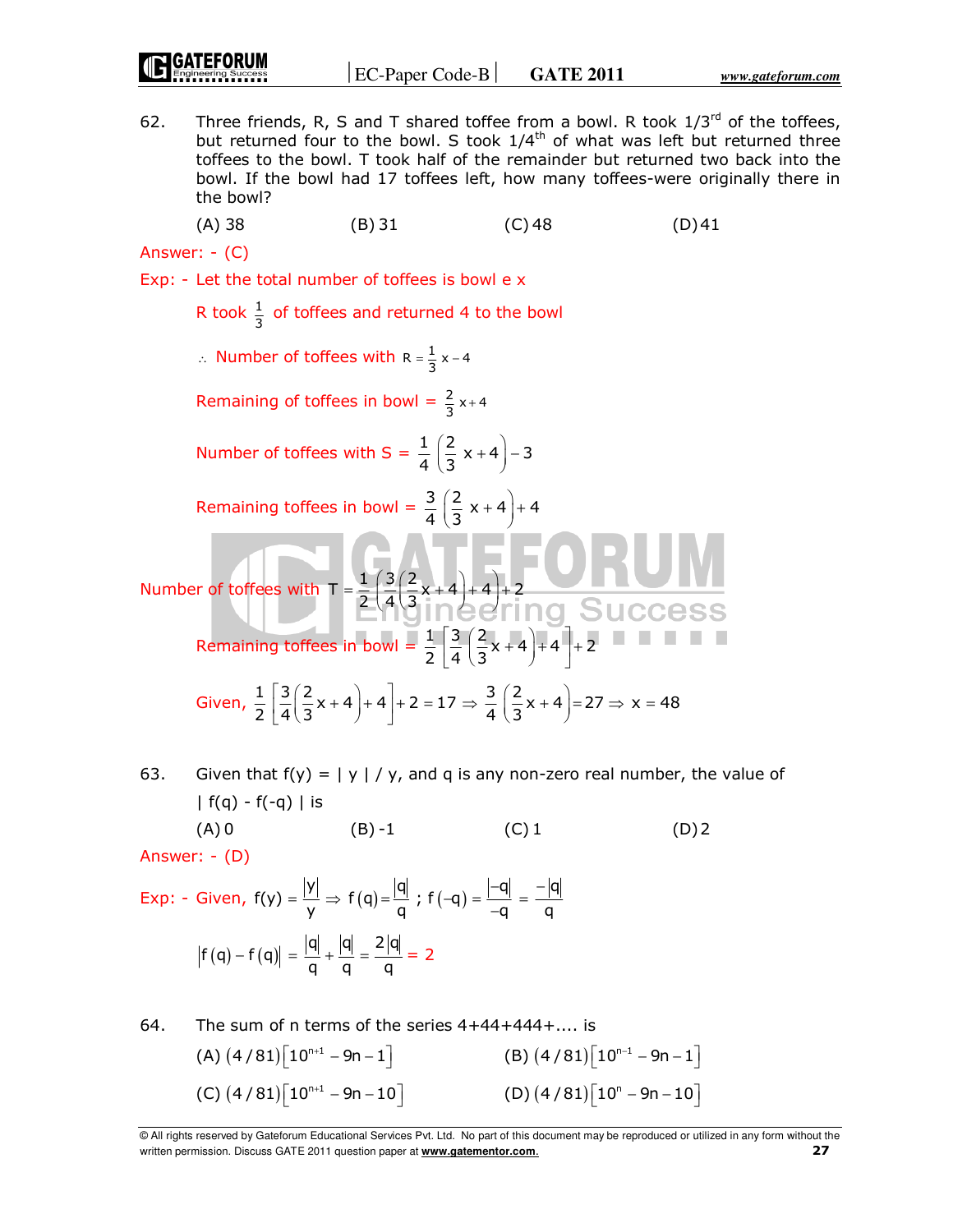62. Three friends, R, S and T shared toffee from a bowl. R took 1/3rd of the toffees, but returned four to the bowl. S took 1/4th of what was left but returned three toffees to the bowl. T took half of the remainder but returned two back into the bowl. If the bowl had 17 toffees left, how many toffees-were originally there in the bowl?

(A) 38 (B) 31 (C) 48 (D) 41

Answer: - (C)

Exp: - Let the total number of toffees is bowl e x

R took $\frac{1}{3}$ of toffees and returned 4 to the bowl

$\therefore$ Number of toffees with $R = \frac{1}{3}x - 4$

Remaining of toffees in bowl = $\frac{2}{3}x + 4$

Number of toffees with S = $\frac{1}{4}\left(\frac{2}{3}x + 4\right) - 3$

Remaining toffees in bowl = $\frac{3}{4}\left(\frac{2}{3}x + 4\right) + 4$

Number of toffees with $T = \frac{1}{2}\left(\frac{3}{4}\left(\frac{2}{3}x + 4\right) + 4\right) + 2$

Remaining toffees in bowl = $\frac{1}{2}\left[\frac{3}{4}\left(\frac{2}{3}x + 4\right) + 4\right] + 2$

Given, $\frac{1}{2}\left[\frac{3}{4}\left(\frac{2}{3}x + 4\right) + 4\right] + 2 = 17 \Rightarrow \frac{3}{4}\left(\frac{2}{3}x + 4\right) = 27 \Rightarrow x = 48$

63. Given that f(y) = | y | / y, and q is any non-zero real number, the value of | f(q) - f(-q) | is

(A) 0 (B) -1 (C) 1 (D) 2

Answer: - (D)

Exp: - Given, $f(y) = \frac{|y|}{y} \Rightarrow f(q) = \frac{|q|}{q}$ ; $f(-q) = \frac{|-q|}{-q} = \frac{-|q|}{q}$

$|f(q) - f(q)| = \frac{|q|}{q} + \frac{|q|}{q} = \frac{2|q|}{q} = 2$

64. The sum of n terms of the series 4+44+444+.... is

(A) $(4/81)\left[10^{n+1} - 9n - 1\right]$ (B) $(4/81)\left[10^{n-1} - 9n - 1\right]$

(C) $(4/81)\left[10^{n+1} - 9n - 10\right]$ (D) $(4/81)\left[10^{n} - 9n - 10\right]$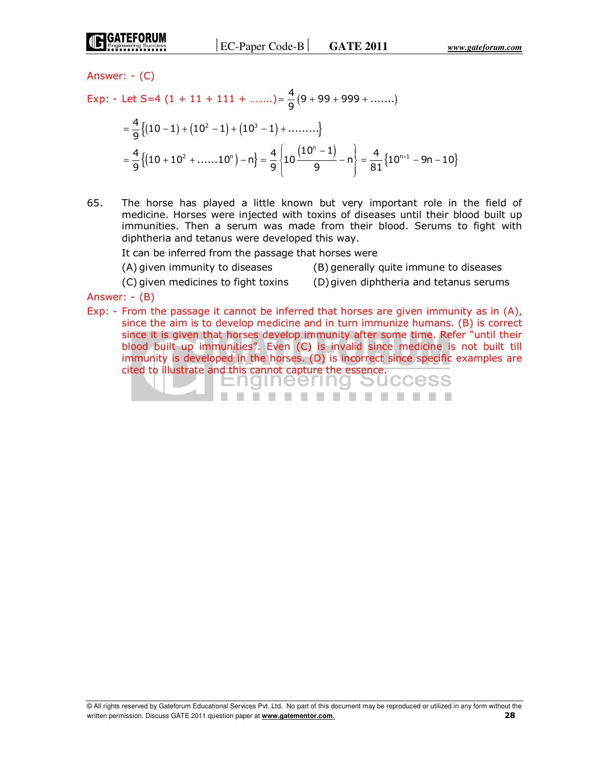Answer: - (C)

Exp: - Let S=4 (1 + 11 + 111 + ........) $= \frac{4}{9}(9+99+999+.......)$

$$= \frac{4}{9}\left\{(10-1)+\left(10^2-1\right)+\left(10^3-1\right)+.........\right\}$$

$$= \frac{4}{9}\left\{\left(10+10^2+......10^n\right)-n\right\} = \frac{4}{9}\left\{10\frac{\left(10^n-1\right)}{9}-n\right\} = \frac{4}{81}\left\{10^{n+1}-9n-10\right\}$$

65. The horse has played a little known but very important role in the field of medicine. Horses were injected with toxins of diseases until their blood built up immunities. Then a serum was made from their blood. Serums to fight with diphtheria and tetanus were developed this way.

It can be inferred from the passage that horses were

(A) given immunity to diseases

(B) generally quite immune to diseases

(C) given medicines to fight toxins

(D) given diphtheria and tetanus serums

Answer: - (B)

Exp: - From the passage it cannot be inferred that horses are given immunity as in (A), since the aim is to develop medicine and in turn immunize humans. (B) is correct since it is given that horses develop immunity after some time. Refer "until their blood built up immunities". Even (C) is invalid since medicine is not built till immunity is developed in the horses. (D) is incorrect since specific examples are cited to illustrate and this cannot capture the essence.